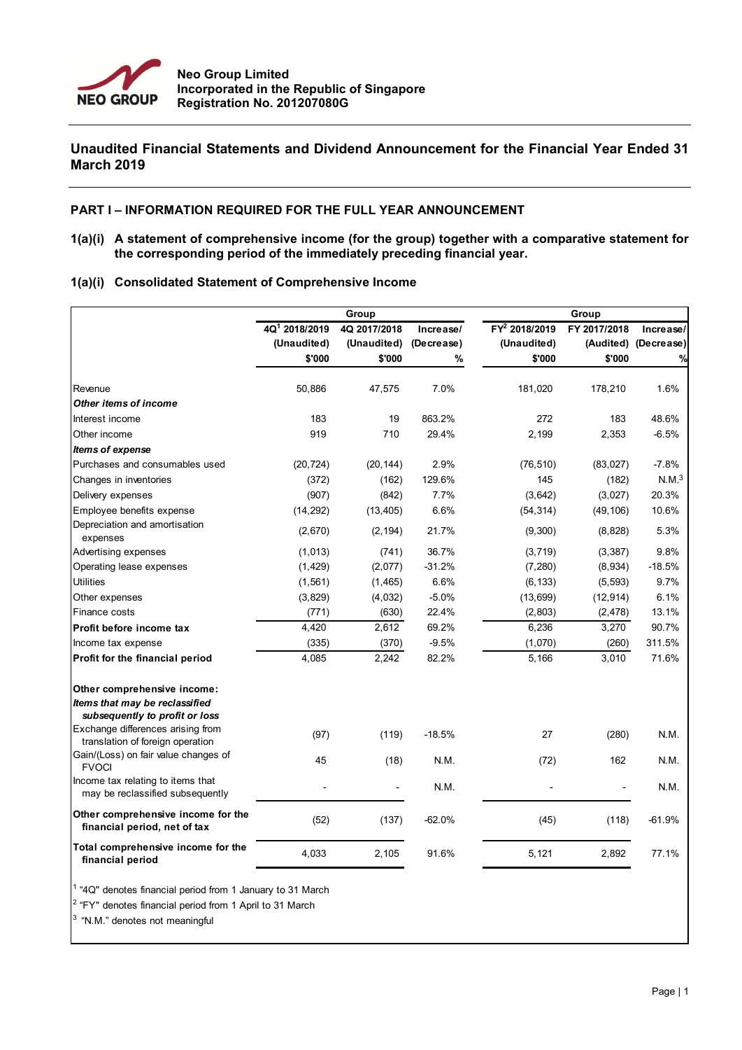**NEO GROUP**

**Neo Group Limited**
**Incorporated in the Republic of Singapore**
**Registration No. 201207080G**

# Unaudited Financial Statements and Dividend Announcement for the Financial Year Ended 31 March 2019

## PART I – INFORMATION REQUIRED FOR THE FULL YEAR ANNOUNCEMENT

**1(a)(i) A statement of comprehensive income (for the group) together with a comparative statement for the corresponding period of the immediately preceding financial year.**

**1(a)(i) Consolidated Statement of Comprehensive Income**

| | Group | | | Group | | |
|---|---|---|---|---|---|---|
| | 4Q[1] 2018/2019 (Unaudited) $'000 | 4Q 2017/2018 (Unaudited) $'000 | Increase/ (Decrease) % | FY[2] 2018/2019 (Unaudited) $'000 | FY 2017/2018 (Audited) $'000 | Increase/ (Decrease) % |
| Revenue | 50,886 | 47,575 | 7.0% | 181,020 | 178,210 | 1.6% |
| ***Other items of income*** | | | | | | |
| Interest income | 183 | 19 | 863.2% | 272 | 183 | 48.6% |
| Other income | 919 | 710 | 29.4% | 2,199 | 2,353 | -6.5% |
| ***Items of expense*** | | | | | | |
| Purchases and consumables used | (20,724) | (20,144) | 2.9% | (76,510) | (83,027) | -7.8% |
| Changes in inventories | (372) | (162) | 129.6% | 145 | (182) | N.M.[3] |
| Delivery expenses | (907) | (842) | 7.7% | (3,642) | (3,027) | 20.3% |
| Employee benefits expense | (14,292) | (13,405) | 6.6% | (54,314) | (49,106) | 10.6% |
| Depreciation and amortisation expenses | (2,670) | (2,194) | 21.7% | (9,300) | (8,828) | 5.3% |
| Advertising expenses | (1,013) | (741) | 36.7% | (3,719) | (3,387) | 9.8% |
| Operating lease expenses | (1,429) | (2,077) | -31.2% | (7,280) | (8,934) | -18.5% |
| Utilities | (1,561) | (1,465) | 6.6% | (6,133) | (5,593) | 9.7% |
| Other expenses | (3,829) | (4,032) | -5.0% | (13,699) | (12,914) | 6.1% |
| Finance costs | (771) | (630) | 22.4% | (2,803) | (2,478) | 13.1% |
| **Profit before income tax** | 4,420 | 2,612 | 69.2% | 6,236 | 3,270 | 90.7% |
| Income tax expense | (335) | (370) | -9.5% | (1,070) | (260) | 311.5% |
| **Profit for the financial period** | 4,085 | 2,242 | 82.2% | 5,166 | 3,010 | 71.6% |
| **Other comprehensive income:** | | | | | | |
| ***Items that may be reclassified subsequently to profit or loss*** | | | | | | |
| Exchange differences arising from translation of foreign operation | (97) | (119) | -18.5% | 27 | (280) | N.M. |
| Gain/(Loss) on fair value changes of FVOCI | 45 | (18) | N.M. | (72) | 162 | N.M. |
| Income tax relating to items that may be reclassified subsequently | - | - | N.M. | - | - | N.M. |
| **Other comprehensive income for the financial period, net of tax** | (52) | (137) | -62.0% | (45) | (118) | -61.9% |
| **Total comprehensive income for the financial period** | 4,033 | 2,105 | 91.6% | 5,121 | 2,892 | 77.1% |

[1] "4Q" denotes financial period from 1 January to 31 March
[2] "FY" denotes financial period from 1 April to 31 March
[3] "N.M." denotes not meaningful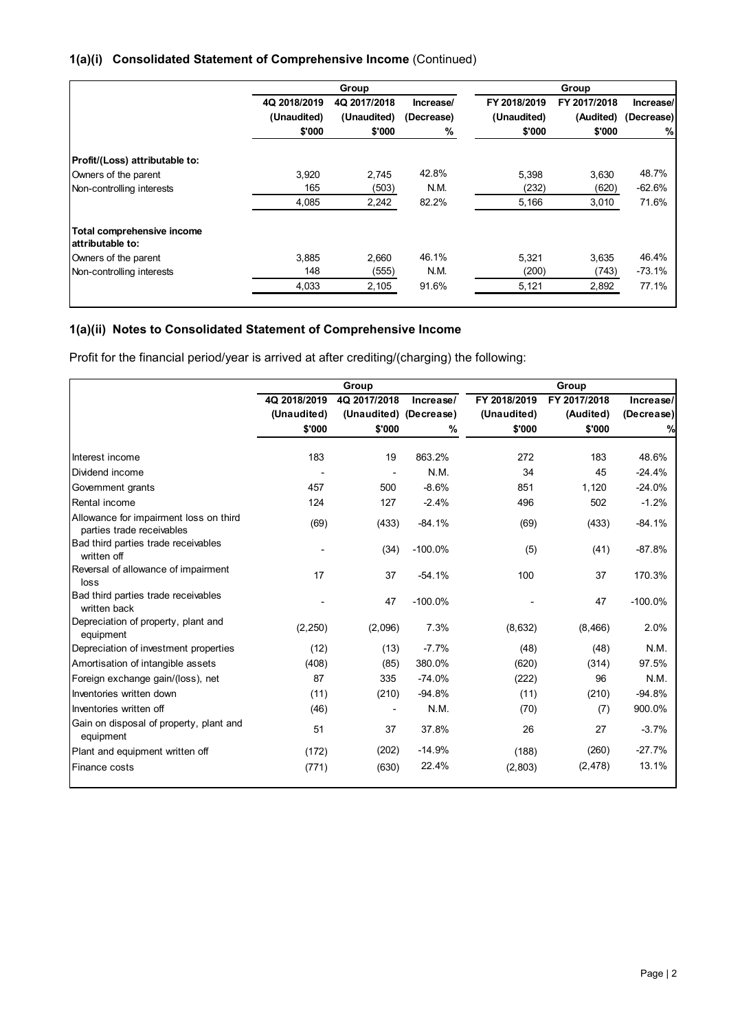### 1(a)(i) Consolidated Statement of Comprehensive Income (Continued)

| | Group | | | Group | | |
|---|---|---|---|---|---|---|
| | 4Q 2018/2019 (Unaudited) | 4Q 2017/2018 (Unaudited) | Increase/ (Decrease) | FY 2018/2019 (Unaudited) | FY 2017/2018 (Audited) | Increase/ (Decrease) |
| | $'000 | $'000 | % | $'000 | $'000 | % |
| **Profit/(Loss) attributable to:** | | | | | | |
| Owners of the parent | 3,920 | 2,745 | 42.8% | 5,398 | 3,630 | 48.7% |
| Non-controlling interests | 165 | (503) | N.M. | (232) | (620) | -62.6% |
| | 4,085 | 2,242 | 82.2% | 5,166 | 3,010 | 71.6% |
| **Total comprehensive income attributable to:** | | | | | | |
| Owners of the parent | 3,885 | 2,660 | 46.1% | 5,321 | 3,635 | 46.4% |
| Non-controlling interests | 148 | (555) | N.M. | (200) | (743) | -73.1% |
| | 4,033 | 2,105 | 91.6% | 5,121 | 2,892 | 77.1% |

### 1(a)(ii) Notes to Consolidated Statement of Comprehensive Income

Profit for the financial period/year is arrived at after crediting/(charging) the following:

| | Group | | | Group | | |
|---|---|---|---|---|---|---|
| | 4Q 2018/2019 (Unaudited) | 4Q 2017/2018 (Unaudited) | Increase/ (Decrease) | FY 2018/2019 (Unaudited) | FY 2017/2018 (Audited) | Increase/ (Decrease) |
| | $'000 | $'000 | % | $'000 | $'000 | % |
| Interest income | 183 | 19 | 863.2% | 272 | 183 | 48.6% |
| Dividend income | - | - | N.M. | 34 | 45 | -24.4% |
| Government grants | 457 | 500 | -8.6% | 851 | 1,120 | -24.0% |
| Rental income | 124 | 127 | -2.4% | 496 | 502 | -1.2% |
| Allowance for impairment loss on third parties trade receivables | (69) | (433) | -84.1% | (69) | (433) | -84.1% |
| Bad third parties trade receivables written off | - | (34) | -100.0% | (5) | (41) | -87.8% |
| Reversal of allowance of impairment loss | 17 | 37 | -54.1% | 100 | 37 | 170.3% |
| Bad third parties trade receivables written back | - | 47 | -100.0% | - | 47 | -100.0% |
| Depreciation of property, plant and equipment | (2,250) | (2,096) | 7.3% | (8,632) | (8,466) | 2.0% |
| Depreciation of investment properties | (12) | (13) | -7.7% | (48) | (48) | N.M. |
| Amortisation of intangible assets | (408) | (85) | 380.0% | (620) | (314) | 97.5% |
| Foreign exchange gain/(loss), net | 87 | 335 | -74.0% | (222) | 96 | N.M. |
| Inventories written down | (11) | (210) | -94.8% | (11) | (210) | -94.8% |
| Inventories written off | (46) | - | N.M. | (70) | (7) | 900.0% |
| Gain on disposal of property, plant and equipment | 51 | 37 | 37.8% | 26 | 27 | -3.7% |
| Plant and equipment written off | (172) | (202) | -14.9% | (188) | (260) | -27.7% |
| Finance costs | (771) | (630) | 22.4% | (2,803) | (2,478) | 13.1% |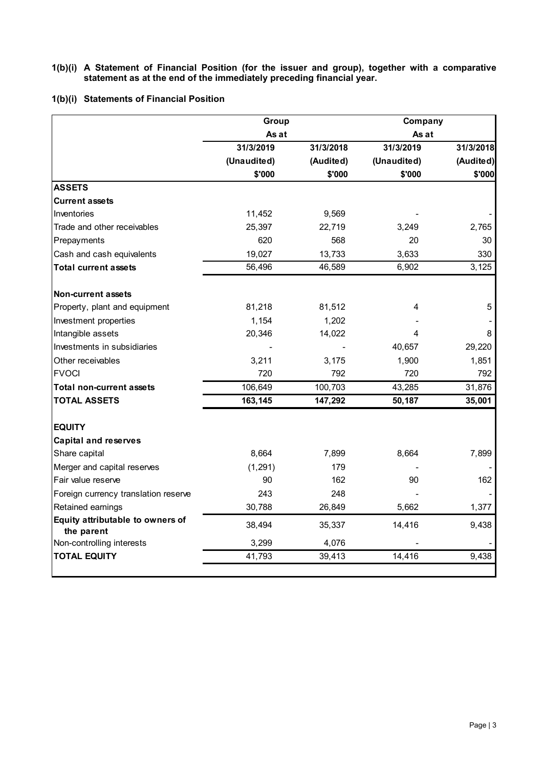**1(b)(i) A Statement of Financial Position (for the issuer and group), together with a comparative statement as at the end of the immediately preceding financial year.**

**1(b)(i) Statements of Financial Position**

| | Group | | Company | |
|---|---|---|---|---|
| | As at | | As at | |
| | 31/3/2019 | 31/3/2018 | 31/3/2019 | 31/3/2018 |
| | (Unaudited) | (Audited) | (Unaudited) | (Audited) |
| | $'000 | $'000 | $'000 | $'000 |
| **ASSETS** | | | | |
| **Current assets** | | | | |
| Inventories | 11,452 | 9,569 | - | - |
| Trade and other receivables | 25,397 | 22,719 | 3,249 | 2,765 |
| Prepayments | 620 | 568 | 20 | 30 |
| Cash and cash equivalents | 19,027 | 13,733 | 3,633 | 330 |
| **Total current assets** | 56,496 | 46,589 | 6,902 | 3,125 |
| | | | | |
| **Non-current assets** | | | | |
| Property, plant and equipment | 81,218 | 81,512 | 4 | 5 |
| Investment properties | 1,154 | 1,202 | - | - |
| Intangible assets | 20,346 | 14,022 | 4 | 8 |
| Investments in subsidiaries | - | - | 40,657 | 29,220 |
| Other receivables | 3,211 | 3,175 | 1,900 | 1,851 |
| FVOCI | 720 | 792 | 720 | 792 |
| **Total non-current assets** | 106,649 | 100,703 | 43,285 | 31,876 |
| **TOTAL ASSETS** | **163,145** | **147,292** | **50,187** | **35,001** |
| | | | | |
| **EQUITY** | | | | |
| **Capital and reserves** | | | | |
| Share capital | 8,664 | 7,899 | 8,664 | 7,899 |
| Merger and capital reserves | (1,291) | 179 | - | - |
| Fair value reserve | 90 | 162 | 90 | 162 |
| Foreign currency translation reserve | 243 | 248 | - | - |
| Retained earnings | 30,788 | 26,849 | 5,662 | 1,377 |
| **Equity attributable to owners of the parent** | 38,494 | 35,337 | 14,416 | 9,438 |
| Non-controlling interests | 3,299 | 4,076 | - | - |
| **TOTAL EQUITY** | 41,793 | 39,413 | 14,416 | 9,438 |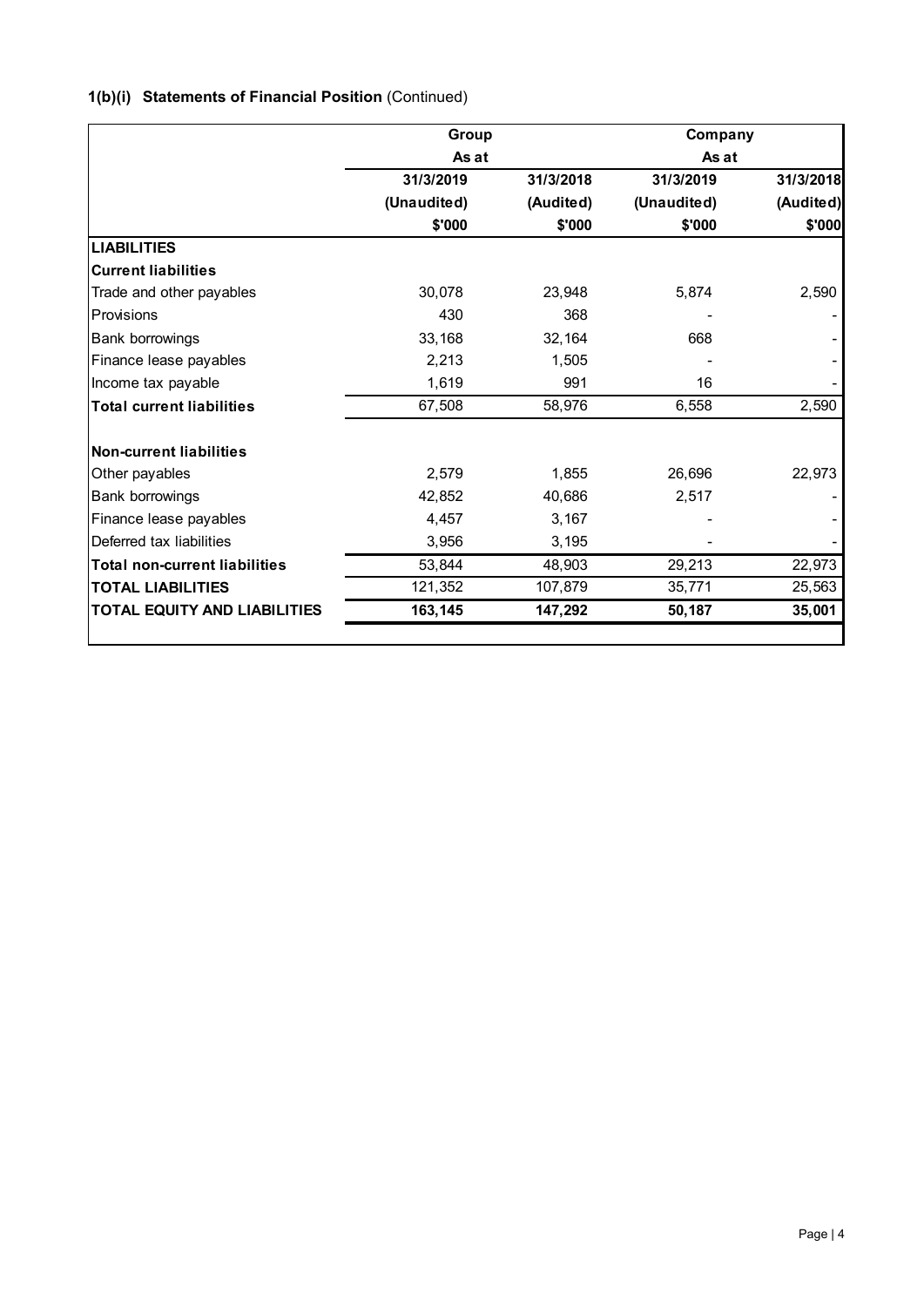**1(b)(i) Statements of Financial Position** (Continued)

| | Group | | Company | |
|---|---|---|---|---|
| | As at | | As at | |
| | 31/3/2019 | 31/3/2018 | 31/3/2019 | 31/3/2018 |
| | (Unaudited) | (Audited) | (Unaudited) | (Audited) |
| | $'000 | $'000 | $'000 | $'000 |
| **LIABILITIES** | | | | |
| **Current liabilities** | | | | |
| Trade and other payables | 30,078 | 23,948 | 5,874 | 2,590 |
| Provisions | 430 | 368 | - | - |
| Bank borrowings | 33,168 | 32,164 | 668 | - |
| Finance lease payables | 2,213 | 1,505 | - | - |
| Income tax payable | 1,619 | 991 | 16 | - |
| **Total current liabilities** | 67,508 | 58,976 | 6,558 | 2,590 |
| | | | | |
| **Non-current liabilities** | | | | |
| Other payables | 2,579 | 1,855 | 26,696 | 22,973 |
| Bank borrowings | 42,852 | 40,686 | 2,517 | - |
| Finance lease payables | 4,457 | 3,167 | - | - |
| Deferred tax liabilities | 3,956 | 3,195 | - | - |
| **Total non-current liabilities** | 53,844 | 48,903 | 29,213 | 22,973 |
| **TOTAL LIABILITIES** | 121,352 | 107,879 | 35,771 | 25,563 |
| **TOTAL EQUITY AND LIABILITIES** | **163,145** | **147,292** | **50,187** | **35,001** |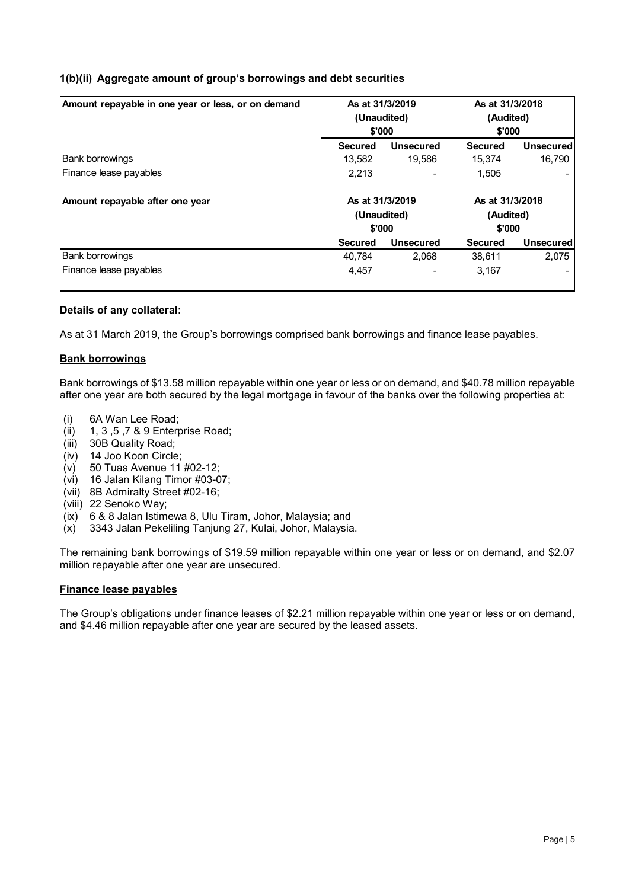### 1(b)(ii) Aggregate amount of group's borrowings and debt securities

| Amount repayable in one year or less, or on demand | As at 31/3/2019 (Unaudited) $'000 | | As at 31/3/2018 (Audited) $'000 | |
|---|---|---|---|---|
| | **Secured** | **Unsecured** | **Secured** | **Unsecured** |
| Bank borrowings | 13,582 | 19,586 | 15,374 | 16,790 |
| Finance lease payables | 2,213 | - | 1,505 | - |
| **Amount repayable after one year** | **As at 31/3/2019 (Unaudited) $'000** | | **As at 31/3/2018 (Audited) $'000** | |
| | **Secured** | **Unsecured** | **Secured** | **Unsecured** |
| Bank borrowings | 40,784 | 2,068 | 38,611 | 2,075 |
| Finance lease payables | 4,457 | - | 3,167 | - |

**Details of any collateral:**

As at 31 March 2019, the Group's borrowings comprised bank borrowings and finance lease payables.

**Bank borrowings**

Bank borrowings of $13.58 million repayable within one year or less or on demand, and $40.78 million repayable after one year are both secured by the legal mortgage in favour of the banks over the following properties at:

- (i) 6A Wan Lee Road;
- (ii) 1, 3 ,5 ,7 & 9 Enterprise Road;
- (iii) 30B Quality Road;
- (iv) 14 Joo Koon Circle;
- (v) 50 Tuas Avenue 11 #02-12;
- (vi) 16 Jalan Kilang Timor #03-07;
- (vii) 8B Admiralty Street #02-16;
- (viii) 22 Senoko Way;
- (ix) 6 & 8 Jalan Istimewa 8, Ulu Tiram, Johor, Malaysia; and
- (x) 3343 Jalan Pekeliling Tanjung 27, Kulai, Johor, Malaysia.

The remaining bank borrowings of $19.59 million repayable within one year or less or on demand, and $2.07 million repayable after one year are unsecured.

**Finance lease payables**

The Group's obligations under finance leases of $2.21 million repayable within one year or less or on demand, and $4.46 million repayable after one year are secured by the leased assets.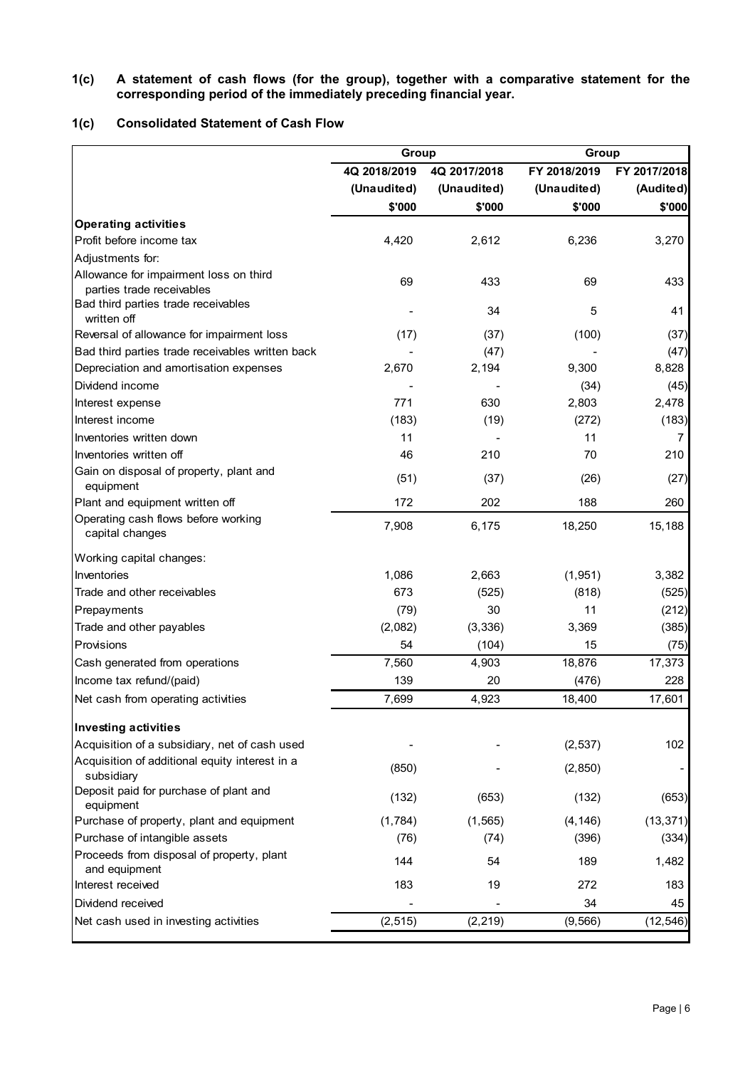**1(c) A statement of cash flows (for the group), together with a comparative statement for the corresponding period of the immediately preceding financial year.**

**1(c) Consolidated Statement of Cash Flow**

| | Group | | Group | |
|---|---|---|---|---|
| | 4Q 2018/2019 | 4Q 2017/2018 | FY 2018/2019 | FY 2017/2018 |
| | (Unaudited) | (Unaudited) | (Unaudited) | (Audited) |
| | $'000 | $'000 | $'000 | $'000 |
| **Operating activities** | | | | |
| Profit before income tax | 4,420 | 2,612 | 6,236 | 3,270 |
| Adjustments for: | | | | |
| Allowance for impairment loss on third parties trade receivables | 69 | 433 | 69 | 433 |
| Bad third parties trade receivables written off | - | 34 | 5 | 41 |
| Reversal of allowance for impairment loss | (17) | (37) | (100) | (37) |
| Bad third parties trade receivables written back | - | (47) | - | (47) |
| Depreciation and amortisation expenses | 2,670 | 2,194 | 9,300 | 8,828 |
| Dividend income | - | - | (34) | (45) |
| Interest expense | 771 | 630 | 2,803 | 2,478 |
| Interest income | (183) | (19) | (272) | (183) |
| Inventories written down | 11 | - | 11 | 7 |
| Inventories written off | 46 | 210 | 70 | 210 |
| Gain on disposal of property, plant and equipment | (51) | (37) | (26) | (27) |
| Plant and equipment written off | 172 | 202 | 188 | 260 |
| Operating cash flows before working capital changes | 7,908 | 6,175 | 18,250 | 15,188 |
| Working capital changes: | | | | |
| Inventories | 1,086 | 2,663 | (1,951) | 3,382 |
| Trade and other receivables | 673 | (525) | (818) | (525) |
| Prepayments | (79) | 30 | 11 | (212) |
| Trade and other payables | (2,082) | (3,336) | 3,369 | (385) |
| Provisions | 54 | (104) | 15 | (75) |
| Cash generated from operations | 7,560 | 4,903 | 18,876 | 17,373 |
| Income tax refund/(paid) | 139 | 20 | (476) | 228 |
| Net cash from operating activities | 7,699 | 4,923 | 18,400 | 17,601 |
| **Investing activities** | | | | |
| Acquisition of a subsidiary, net of cash used | - | - | (2,537) | 102 |
| Acquisition of additional equity interest in a subsidiary | (850) | - | (2,850) | - |
| Deposit paid for purchase of plant and equipment | (132) | (653) | (132) | (653) |
| Purchase of property, plant and equipment | (1,784) | (1,565) | (4,146) | (13,371) |
| Purchase of intangible assets | (76) | (74) | (396) | (334) |
| Proceeds from disposal of property, plant and equipment | 144 | 54 | 189 | 1,482 |
| Interest received | 183 | 19 | 272 | 183 |
| Dividend received | - | - | 34 | 45 |
| Net cash used in investing activities | (2,515) | (2,219) | (9,566) | (12,546) |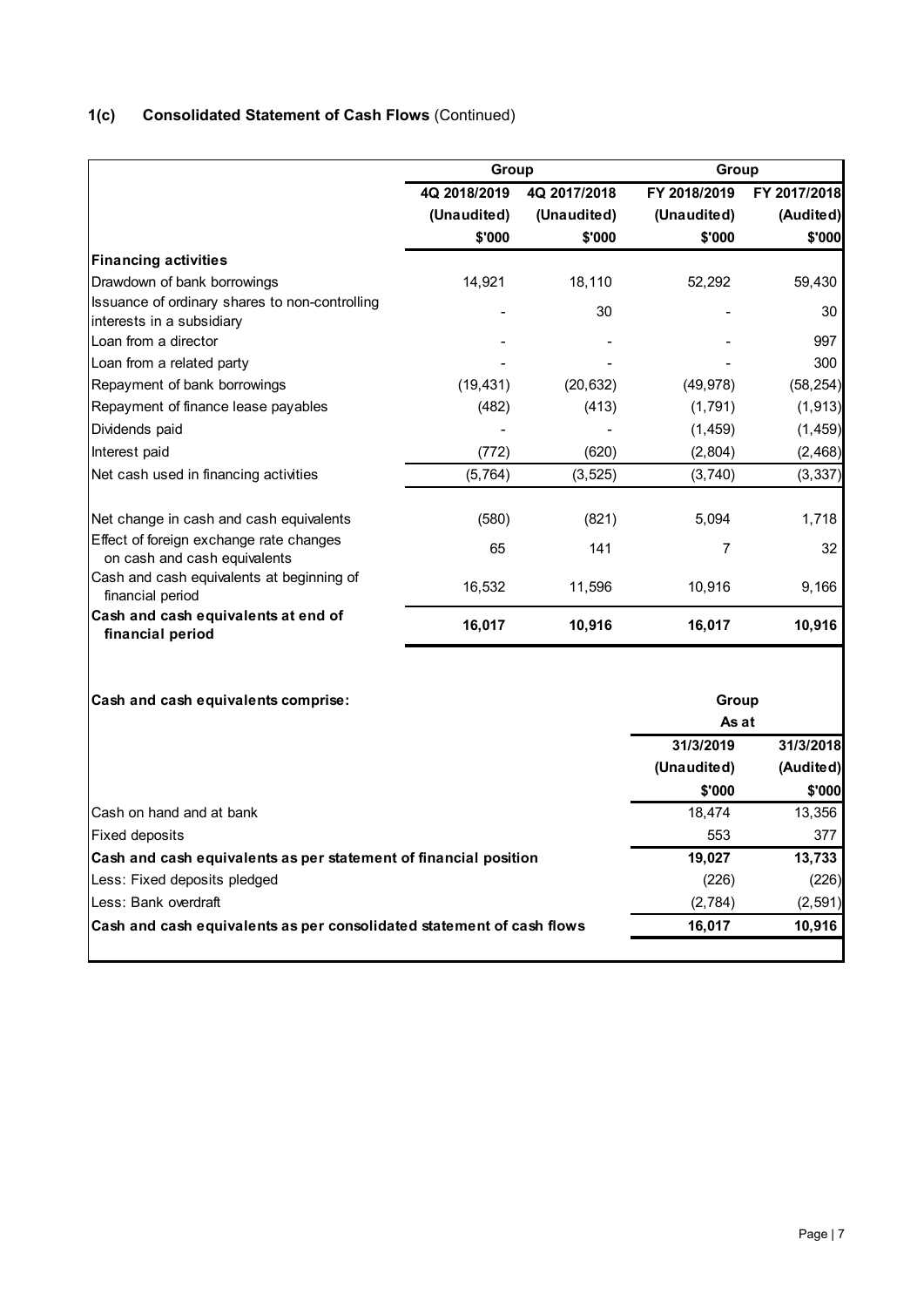## 1(c) Consolidated Statement of Cash Flows (Continued)

| | Group | | Group | |
|---|---|---|---|---|
| | 4Q 2018/2019 | 4Q 2017/2018 | FY 2018/2019 | FY 2017/2018 |
| | (Unaudited) | (Unaudited) | (Unaudited) | (Audited) |
| | $'000 | $'000 | $'000 | $'000 |
| **Financing activities** | | | | |
| Drawdown of bank borrowings | 14,921 | 18,110 | 52,292 | 59,430 |
| Issuance of ordinary shares to non-controlling interests in a subsidiary | - | 30 | - | 30 |
| Loan from a director | - | - | - | 997 |
| Loan from a related party | - | - | - | 300 |
| Repayment of bank borrowings | (19,431) | (20,632) | (49,978) | (58,254) |
| Repayment of finance lease payables | (482) | (413) | (1,791) | (1,913) |
| Dividends paid | - | - | (1,459) | (1,459) |
| Interest paid | (772) | (620) | (2,804) | (2,468) |
| Net cash used in financing activities | (5,764) | (3,525) | (3,740) | (3,337) |
| | | | | |
| Net change in cash and cash equivalents | (580) | (821) | 5,094 | 1,718 |
| Effect of foreign exchange rate changes on cash and cash equivalents | 65 | 141 | 7 | 32 |
| Cash and cash equivalents at beginning of financial period | 16,532 | 11,596 | 10,916 | 9,166 |
| **Cash and cash equivalents at end of financial period** | **16,017** | **10,916** | **16,017** | **10,916** |

| **Cash and cash equivalents comprise:** | Group | |
|---|---|---|
| | As at | |
| | 31/3/2019 | 31/3/2018 |
| | (Unaudited) | (Audited) |
| | $'000 | $'000 |
| Cash on hand and at bank | 18,474 | 13,356 |
| Fixed deposits | 553 | 377 |
| **Cash and cash equivalents as per statement of financial position** | **19,027** | **13,733** |
| Less: Fixed deposits pledged | (226) | (226) |
| Less: Bank overdraft | (2,784) | (2,591) |
| **Cash and cash equivalents as per consolidated statement of cash flows** | **16,017** | **10,916** |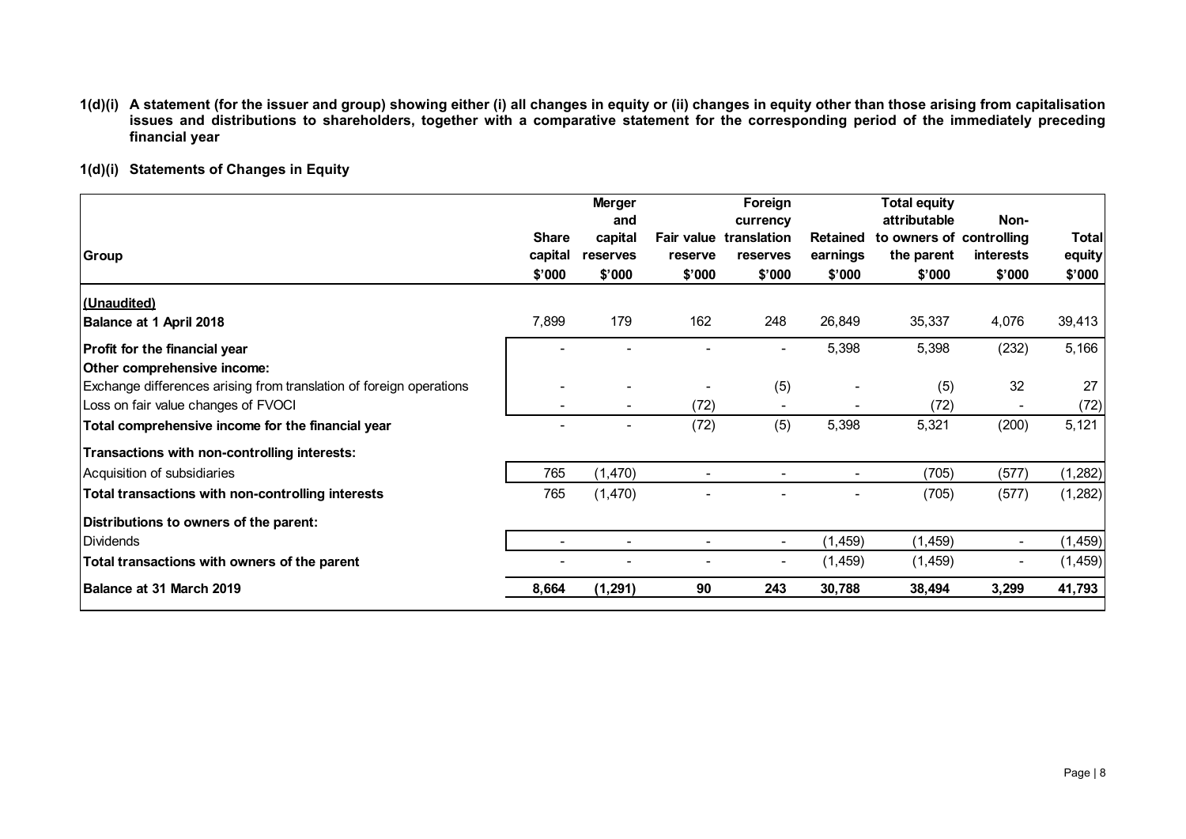**1(d)(i) A statement (for the issuer and group) showing either (i) all changes in equity or (ii) changes in equity other than those arising from capitalisation issues and distributions to shareholders, together with a comparative statement for the corresponding period of the immediately preceding financial year**

**1(d)(i) Statements of Changes in Equity**

| Group | Share capital | Merger and capital reserves | Fair value reserve | Foreign currency translation reserves | Retained earnings | Total equity attributable to owners of the parent | Non-controlling interests | Total equity |
|---|---|---|---|---|---|---|---|---|
| | $'000 | $'000 | $'000 | $'000 | $'000 | $'000 | $'000 | $'000 |
| **(Unaudited)** | | | | | | | | |
| **Balance at 1 April 2018** | 7,899 | 179 | 162 | 248 | 26,849 | 35,337 | 4,076 | 39,413 |
| **Profit for the financial year** | - | - | - | - | 5,398 | 5,398 | (232) | 5,166 |
| **Other comprehensive income:** | | | | | | | | |
| Exchange differences arising from translation of foreign operations | - | - | - | (5) | - | (5) | 32 | 27 |
| Loss on fair value changes of FVOCI | - | - | (72) | - | - | (72) | - | (72) |
| **Total comprehensive income for the financial year** | - | - | (72) | (5) | 5,398 | 5,321 | (200) | 5,121 |
| **Transactions with non-controlling interests:** | | | | | | | | |
| Acquisition of subsidiaries | 765 | (1,470) | - | - | - | (705) | (577) | (1,282) |
| **Total transactions with non-controlling interests** | 765 | (1,470) | - | - | - | (705) | (577) | (1,282) |
| **Distributions to owners of the parent:** | | | | | | | | |
| Dividends | - | - | - | - | (1,459) | (1,459) | - | (1,459) |
| **Total transactions with owners of the parent** | - | - | - | - | (1,459) | (1,459) | - | (1,459) |
| **Balance at 31 March 2019** | **8,664** | **(1,291)** | **90** | **243** | **30,788** | **38,494** | **3,299** | **41,793** |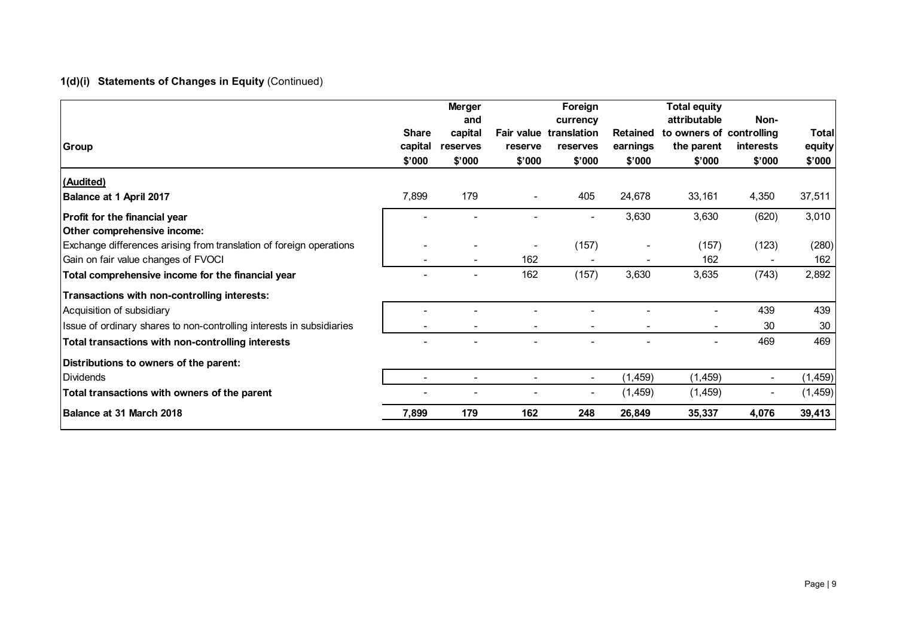### 1(d)(i) Statements of Changes in Equity (Continued)

| Group | Share capital | Merger and capital reserves | Fair value reserve | Foreign currency translation reserves | Retained earnings | Total equity attributable to owners of the parent | Non-controlling interests | Total equity |
|---|---|---|---|---|---|---|---|---|
| | $'000 | $'000 | $'000 | $'000 | $'000 | $'000 | $'000 | $'000 |
| **(Audited)** | | | | | | | | |
| **Balance at 1 April 2017** | 7,899 | 179 | - | 405 | 24,678 | 33,161 | 4,350 | 37,511 |
| **Profit for the financial year** | - | - | - | - | 3,630 | 3,630 | (620) | 3,010 |
| **Other comprehensive income:** | | | | | | | | |
| Exchange differences arising from translation of foreign operations | - | - | - | (157) | - | (157) | (123) | (280) |
| Gain on fair value changes of FVOCI | - | - | 162 | - | - | 162 | - | 162 |
| **Total comprehensive income for the financial year** | - | - | 162 | (157) | 3,630 | 3,635 | (743) | 2,892 |
| **Transactions with non-controlling interests:** | | | | | | | | |
| Acquisition of subsidiary | - | - | - | - | - | - | 439 | 439 |
| Issue of ordinary shares to non-controlling interests in subsidiaries | - | - | - | - | - | - | 30 | 30 |
| **Total transactions with non-controlling interests** | - | - | - | - | - | - | 469 | 469 |
| **Distributions to owners of the parent:** | | | | | | | | |
| Dividends | - | - | - | - | (1,459) | (1,459) | - | (1,459) |
| **Total transactions with owners of the parent** | - | - | - | - | (1,459) | (1,459) | - | (1,459) |
| **Balance at 31 March 2018** | **7,899** | **179** | **162** | **248** | **26,849** | **35,337** | **4,076** | **39,413** |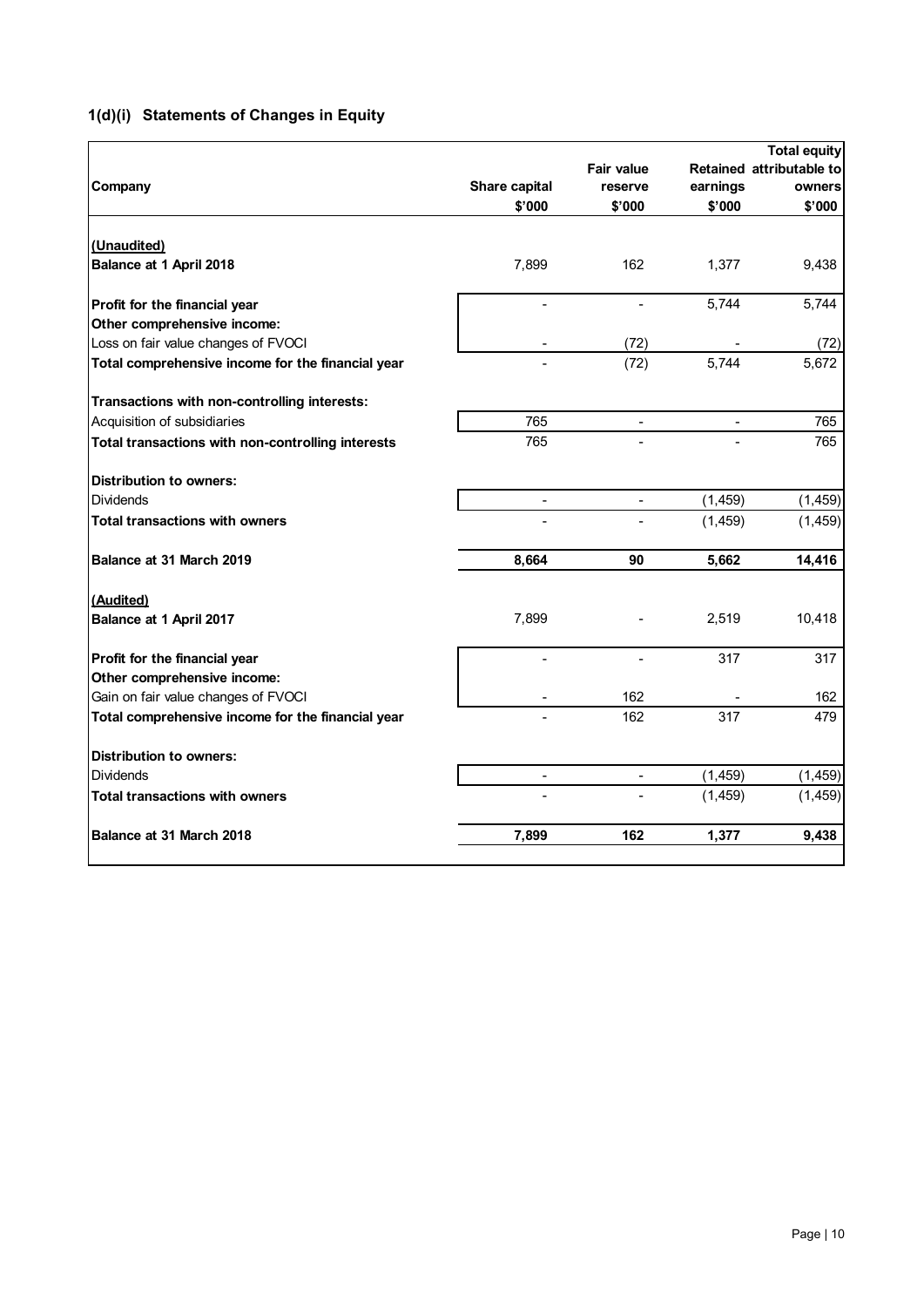## 1(d)(i) Statements of Changes in Equity

| Company | Share capital<br>$'000 | Fair value reserve<br>$'000 | Retained earnings<br>$'000 | Total equity attributable to owners<br>$'000 |
|---|---|---|---|---|
| **(Unaudited)** | | | | |
| **Balance at 1 April 2018** | 7,899 | 162 | 1,377 | 9,438 |
| **Profit for the financial year** | - | - | 5,744 | 5,744 |
| **Other comprehensive income:** | | | | |
| Loss on fair value changes of FVOCI | - | (72) | - | (72) |
| **Total comprehensive income for the financial year** | - | (72) | 5,744 | 5,672 |
| **Transactions with non-controlling interests:** | | | | |
| Acquisition of subsidiaries | 765 | - | - | 765 |
| **Total transactions with non-controlling interests** | 765 | - | - | 765 |
| **Distribution to owners:** | | | | |
| Dividends | - | - | (1,459) | (1,459) |
| **Total transactions with owners** | - | - | (1,459) | (1,459) |
| **Balance at 31 March 2019** | **8,664** | **90** | **5,662** | **14,416** |
| **(Audited)** | | | | |
| **Balance at 1 April 2017** | 7,899 | - | 2,519 | 10,418 |
| **Profit for the financial year** | - | - | 317 | 317 |
| **Other comprehensive income:** | | | | |
| Gain on fair value changes of FVOCI | - | 162 | - | 162 |
| **Total comprehensive income for the financial year** | - | 162 | 317 | 479 |
| **Distribution to owners:** | | | | |
| Dividends | - | - | (1,459) | (1,459) |
| **Total transactions with owners** | - | - | (1,459) | (1,459) |
| **Balance at 31 March 2018** | **7,899** | **162** | **1,377** | **9,438** |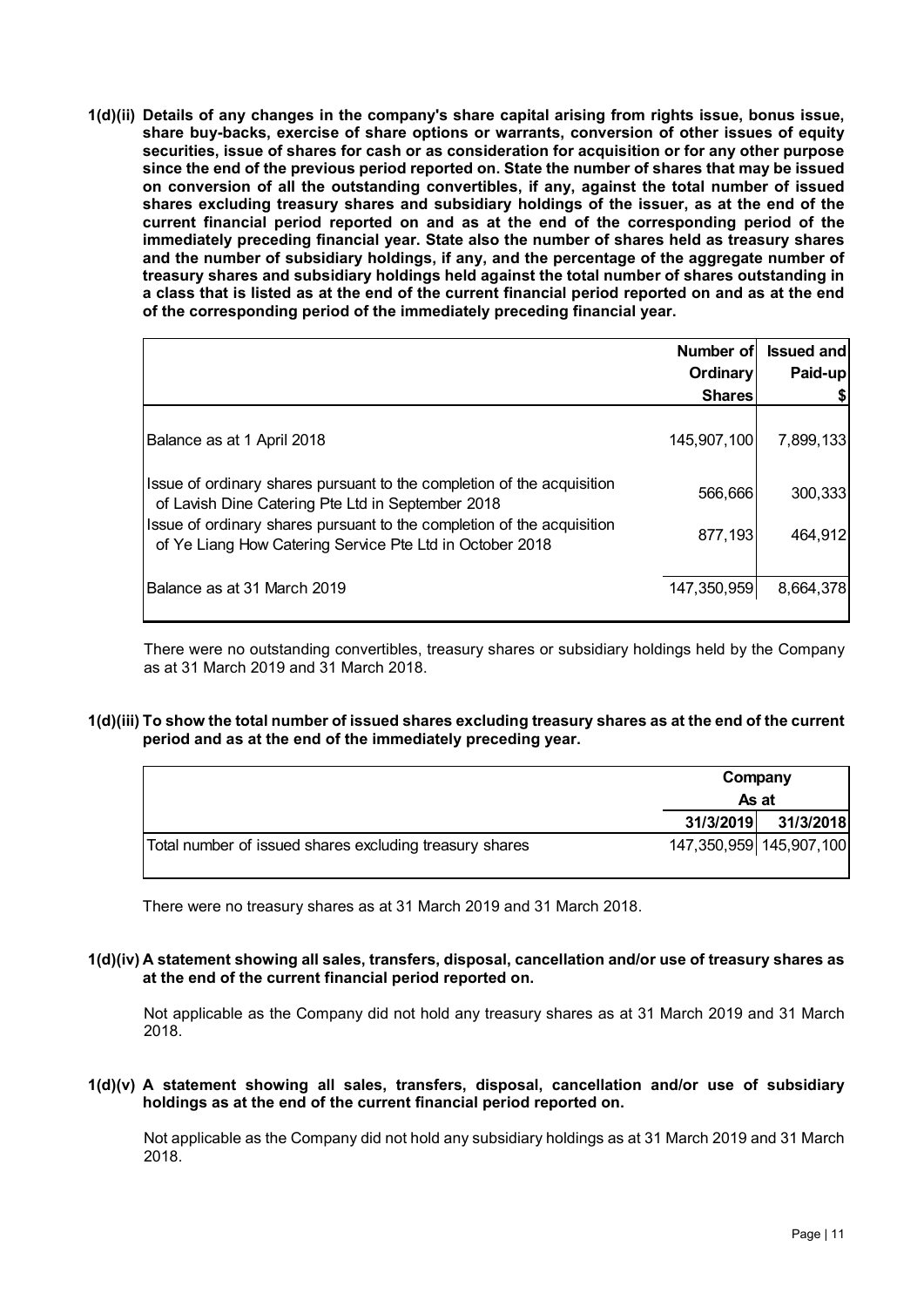**1(d)(ii) Details of any changes in the company's share capital arising from rights issue, bonus issue, share buy-backs, exercise of share options or warrants, conversion of other issues of equity securities, issue of shares for cash or as consideration for acquisition or for any other purpose since the end of the previous period reported on. State the number of shares that may be issued on conversion of all the outstanding convertibles, if any, against the total number of issued shares excluding treasury shares and subsidiary holdings of the issuer, as at the end of the current financial period reported on and as at the end of the corresponding period of the immediately preceding financial year. State also the number of shares held as treasury shares and the number of subsidiary holdings, if any, and the percentage of the aggregate number of treasury shares and subsidiary holdings held against the total number of shares outstanding in a class that is listed as at the end of the current financial period reported on and as at the end of the corresponding period of the immediately preceding financial year.**

| | Number of Ordinary Shares | Issued and Paid-up $ |
|---|---|---|
| Balance as at 1 April 2018 | 145,907,100 | 7,899,133 |
| Issue of ordinary shares pursuant to the completion of the acquisition of Lavish Dine Catering Pte Ltd in September 2018 | 566,666 | 300,333 |
| Issue of ordinary shares pursuant to the completion of the acquisition of Ye Liang How Catering Service Pte Ltd in October 2018 | 877,193 | 464,912 |
| Balance as at 31 March 2019 | 147,350,959 | 8,664,378 |

There were no outstanding convertibles, treasury shares or subsidiary holdings held by the Company as at 31 March 2019 and 31 March 2018.

**1(d)(iii) To show the total number of issued shares excluding treasury shares as at the end of the current period and as at the end of the immediately preceding year.**

| | Company | |
|---|---|---|
| | As at | |
| | 31/3/2019 | 31/3/2018 |
| Total number of issued shares excluding treasury shares | 147,350,959 | 145,907,100 |

There were no treasury shares as at 31 March 2019 and 31 March 2018.

**1(d)(iv) A statement showing all sales, transfers, disposal, cancellation and/or use of treasury shares as at the end of the current financial period reported on.**

Not applicable as the Company did not hold any treasury shares as at 31 March 2019 and 31 March 2018.

**1(d)(v) A statement showing all sales, transfers, disposal, cancellation and/or use of subsidiary holdings as at the end of the current financial period reported on.**

Not applicable as the Company did not hold any subsidiary holdings as at 31 March 2019 and 31 March 2018.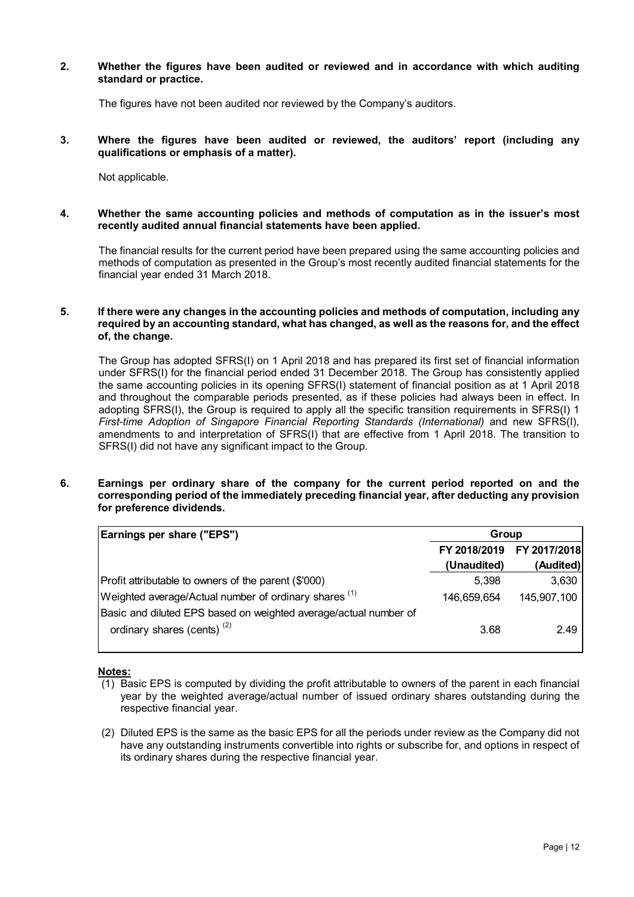**2. Whether the figures have been audited or reviewed and in accordance with which auditing standard or practice.**

The figures have not been audited nor reviewed by the Company's auditors.

**3. Where the figures have been audited or reviewed, the auditors' report (including any qualifications or emphasis of a matter).**

Not applicable.

**4. Whether the same accounting policies and methods of computation as in the issuer's most recently audited annual financial statements have been applied.**

The financial results for the current period have been prepared using the same accounting policies and methods of computation as presented in the Group's most recently audited financial statements for the financial year ended 31 March 2018.

**5. If there were any changes in the accounting policies and methods of computation, including any required by an accounting standard, what has changed, as well as the reasons for, and the effect of, the change.**

The Group has adopted SFRS(I) on 1 April 2018 and has prepared its first set of financial information under SFRS(I) for the financial period ended 31 December 2018. The Group has consistently applied the same accounting policies in its opening SFRS(I) statement of financial position as at 1 April 2018 and throughout the comparable periods presented, as if these policies had always been in effect. In adopting SFRS(I), the Group is required to apply all the specific transition requirements in SFRS(I) 1 *First-time Adoption of Singapore Financial Reporting Standards (International)* and new SFRS(I), amendments to and interpretation of SFRS(I) that are effective from 1 April 2018. The transition to SFRS(I) did not have any significant impact to the Group.

**6. Earnings per ordinary share of the company for the current period reported on and the corresponding period of the immediately preceding financial year, after deducting any provision for preference dividends.**

| Earnings per share ("EPS") | Group | |
|---|---|---|
| | FY 2018/2019 (Unaudited) | FY 2017/2018 (Audited) |
| Profit attributable to owners of the parent ($'000) | 5,398 | 3,630 |
| Weighted average/Actual number of ordinary shares [(1)] | 146,659,654 | 145,907,100 |
| Basic and diluted EPS based on weighted average/actual number of ordinary shares (cents) [(2)] | 3.68 | 2.49 |

**Notes:**

(1) Basic EPS is computed by dividing the profit attributable to owners of the parent in each financial year by the weighted average/actual number of issued ordinary shares outstanding during the respective financial year.

(2) Diluted EPS is the same as the basic EPS for all the periods under review as the Company did not have any outstanding instruments convertible into rights or subscribe for, and options in respect of its ordinary shares during the respective financial year.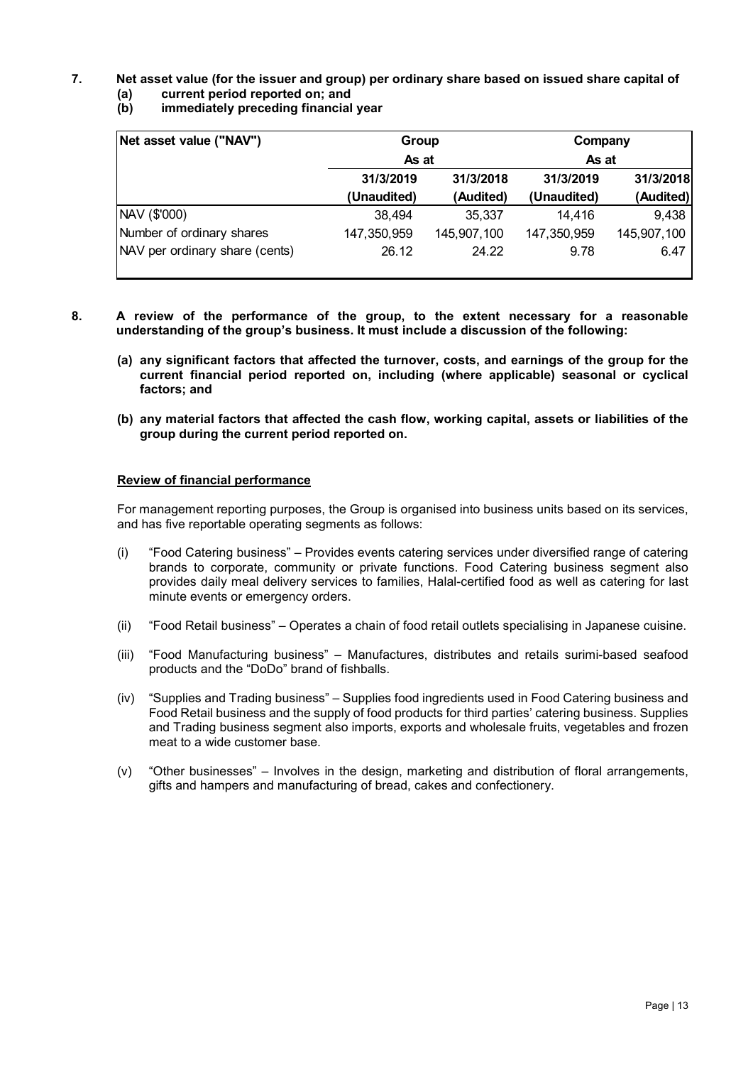**7. Net asset value (for the issuer and group) per ordinary share based on issued share capital of**

**(a) current period reported on; and**

**(b) immediately preceding financial year**

| Net asset value ("NAV") | Group | | Company | |
|---|---|---|---|---|
| | As at | | As at | |
| | 31/3/2019 (Unaudited) | 31/3/2018 (Audited) | 31/3/2019 (Unaudited) | 31/3/2018 (Audited) |
| NAV ($'000) | 38,494 | 35,337 | 14,416 | 9,438 |
| Number of ordinary shares | 147,350,959 | 145,907,100 | 147,350,959 | 145,907,100 |
| NAV per ordinary share (cents) | 26.12 | 24.22 | 9.78 | 6.47 |

**8. A review of the performance of the group, to the extent necessary for a reasonable understanding of the group's business. It must include a discussion of the following:**

**(a) any significant factors that affected the turnover, costs, and earnings of the group for the current financial period reported on, including (where applicable) seasonal or cyclical factors; and**

**(b) any material factors that affected the cash flow, working capital, assets or liabilities of the group during the current period reported on.**

**Review of financial performance**

For management reporting purposes, the Group is organised into business units based on its services, and has five reportable operating segments as follows:

(i) "Food Catering business" – Provides events catering services under diversified range of catering brands to corporate, community or private functions. Food Catering business segment also provides daily meal delivery services to families, Halal-certified food as well as catering for last minute events or emergency orders.

(ii) "Food Retail business" – Operates a chain of food retail outlets specialising in Japanese cuisine.

(iii) "Food Manufacturing business" – Manufactures, distributes and retails surimi-based seafood products and the "DoDo" brand of fishballs.

(iv) "Supplies and Trading business" – Supplies food ingredients used in Food Catering business and Food Retail business and the supply of food products for third parties' catering business. Supplies and Trading business segment also imports, exports and wholesale fruits, vegetables and frozen meat to a wide customer base.

(v) "Other businesses" – Involves in the design, marketing and distribution of floral arrangements, gifts and hampers and manufacturing of bread, cakes and confectionery.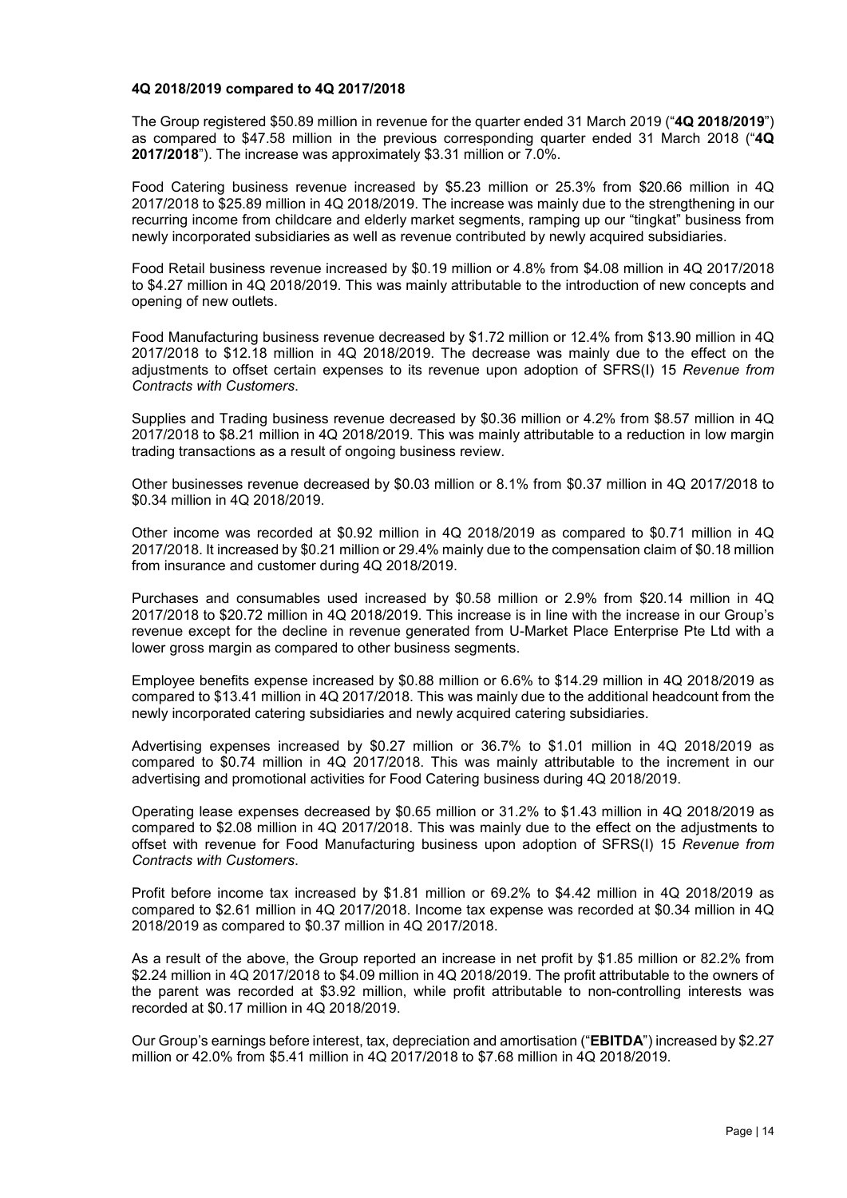**4Q 2018/2019 compared to 4Q 2017/2018**

The Group registered $50.89 million in revenue for the quarter ended 31 March 2019 ("**4Q 2018/2019**") as compared to $47.58 million in the previous corresponding quarter ended 31 March 2018 ("**4Q 2017/2018**"). The increase was approximately $3.31 million or 7.0%.

Food Catering business revenue increased by $5.23 million or 25.3% from $20.66 million in 4Q 2017/2018 to $25.89 million in 4Q 2018/2019. The increase was mainly due to the strengthening in our recurring income from childcare and elderly market segments, ramping up our "tingkat" business from newly incorporated subsidiaries as well as revenue contributed by newly acquired subsidiaries.

Food Retail business revenue increased by $0.19 million or 4.8% from $4.08 million in 4Q 2017/2018 to $4.27 million in 4Q 2018/2019. This was mainly attributable to the introduction of new concepts and opening of new outlets.

Food Manufacturing business revenue decreased by $1.72 million or 12.4% from $13.90 million in 4Q 2017/2018 to $12.18 million in 4Q 2018/2019. The decrease was mainly due to the effect on the adjustments to offset certain expenses to its revenue upon adoption of SFRS(I) 15 *Revenue from Contracts with Customers*.

Supplies and Trading business revenue decreased by $0.36 million or 4.2% from $8.57 million in 4Q 2017/2018 to $8.21 million in 4Q 2018/2019. This was mainly attributable to a reduction in low margin trading transactions as a result of ongoing business review.

Other businesses revenue decreased by $0.03 million or 8.1% from $0.37 million in 4Q 2017/2018 to $0.34 million in 4Q 2018/2019.

Other income was recorded at $0.92 million in 4Q 2018/2019 as compared to $0.71 million in 4Q 2017/2018. It increased by $0.21 million or 29.4% mainly due to the compensation claim of $0.18 million from insurance and customer during 4Q 2018/2019.

Purchases and consumables used increased by $0.58 million or 2.9% from $20.14 million in 4Q 2017/2018 to $20.72 million in 4Q 2018/2019. This increase is in line with the increase in our Group's revenue except for the decline in revenue generated from U-Market Place Enterprise Pte Ltd with a lower gross margin as compared to other business segments.

Employee benefits expense increased by $0.88 million or 6.6% to $14.29 million in 4Q 2018/2019 as compared to $13.41 million in 4Q 2017/2018. This was mainly due to the additional headcount from the newly incorporated catering subsidiaries and newly acquired catering subsidiaries.

Advertising expenses increased by $0.27 million or 36.7% to $1.01 million in 4Q 2018/2019 as compared to $0.74 million in 4Q 2017/2018. This was mainly attributable to the increment in our advertising and promotional activities for Food Catering business during 4Q 2018/2019.

Operating lease expenses decreased by $0.65 million or 31.2% to $1.43 million in 4Q 2018/2019 as compared to $2.08 million in 4Q 2017/2018. This was mainly due to the effect on the adjustments to offset with revenue for Food Manufacturing business upon adoption of SFRS(I) 15 *Revenue from Contracts with Customers*.

Profit before income tax increased by $1.81 million or 69.2% to $4.42 million in 4Q 2018/2019 as compared to $2.61 million in 4Q 2017/2018. Income tax expense was recorded at $0.34 million in 4Q 2018/2019 as compared to $0.37 million in 4Q 2017/2018.

As a result of the above, the Group reported an increase in net profit by $1.85 million or 82.2% from $2.24 million in 4Q 2017/2018 to $4.09 million in 4Q 2018/2019. The profit attributable to the owners of the parent was recorded at $3.92 million, while profit attributable to non-controlling interests was recorded at $0.17 million in 4Q 2018/2019.

Our Group's earnings before interest, tax, depreciation and amortisation ("**EBITDA**") increased by $2.27 million or 42.0% from $5.41 million in 4Q 2017/2018 to $7.68 million in 4Q 2018/2019.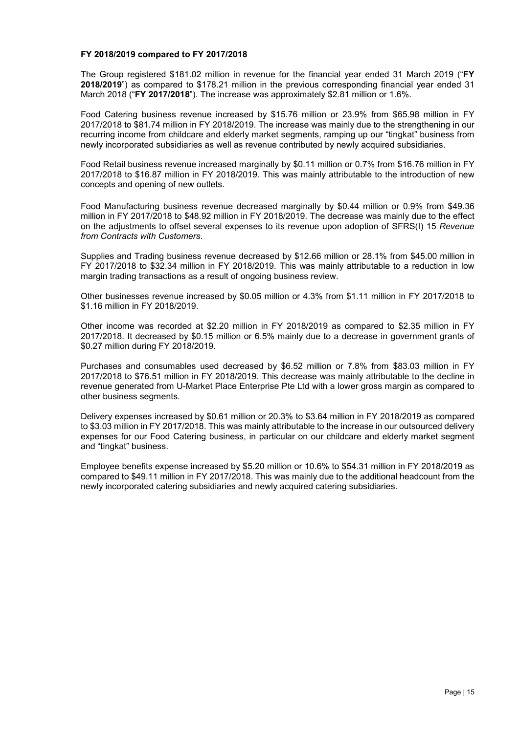**FY 2018/2019 compared to FY 2017/2018**

The Group registered $181.02 million in revenue for the financial year ended 31 March 2019 ("**FY 2018/2019**") as compared to $178.21 million in the previous corresponding financial year ended 31 March 2018 ("**FY 2017/2018**"). The increase was approximately $2.81 million or 1.6%.

Food Catering business revenue increased by $15.76 million or 23.9% from $65.98 million in FY 2017/2018 to $81.74 million in FY 2018/2019. The increase was mainly due to the strengthening in our recurring income from childcare and elderly market segments, ramping up our "tingkat" business from newly incorporated subsidiaries as well as revenue contributed by newly acquired subsidiaries.

Food Retail business revenue increased marginally by $0.11 million or 0.7% from $16.76 million in FY 2017/2018 to $16.87 million in FY 2018/2019. This was mainly attributable to the introduction of new concepts and opening of new outlets.

Food Manufacturing business revenue decreased marginally by $0.44 million or 0.9% from $49.36 million in FY 2017/2018 to $48.92 million in FY 2018/2019. The decrease was mainly due to the effect on the adjustments to offset several expenses to its revenue upon adoption of SFRS(I) 15 *Revenue from Contracts with Customers*.

Supplies and Trading business revenue decreased by $12.66 million or 28.1% from $45.00 million in FY 2017/2018 to $32.34 million in FY 2018/2019. This was mainly attributable to a reduction in low margin trading transactions as a result of ongoing business review.

Other businesses revenue increased by $0.05 million or 4.3% from $1.11 million in FY 2017/2018 to $1.16 million in FY 2018/2019.

Other income was recorded at $2.20 million in FY 2018/2019 as compared to $2.35 million in FY 2017/2018. It decreased by $0.15 million or 6.5% mainly due to a decrease in government grants of $0.27 million during FY 2018/2019.

Purchases and consumables used decreased by $6.52 million or 7.8% from $83.03 million in FY 2017/2018 to $76.51 million in FY 2018/2019. This decrease was mainly attributable to the decline in revenue generated from U-Market Place Enterprise Pte Ltd with a lower gross margin as compared to other business segments.

Delivery expenses increased by $0.61 million or 20.3% to $3.64 million in FY 2018/2019 as compared to $3.03 million in FY 2017/2018. This was mainly attributable to the increase in our outsourced delivery expenses for our Food Catering business, in particular on our childcare and elderly market segment and "tingkat" business.

Employee benefits expense increased by $5.20 million or 10.6% to $54.31 million in FY 2018/2019 as compared to $49.11 million in FY 2017/2018. This was mainly due to the additional headcount from the newly incorporated catering subsidiaries and newly acquired catering subsidiaries.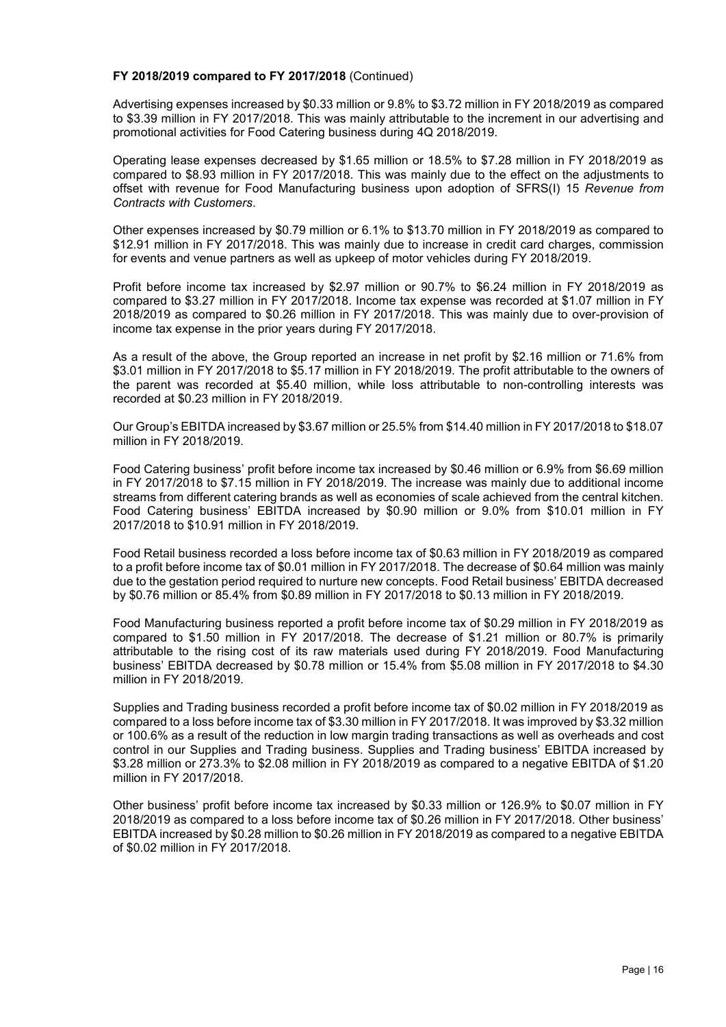**FY 2018/2019 compared to FY 2017/2018** (Continued)

Advertising expenses increased by $0.33 million or 9.8% to $3.72 million in FY 2018/2019 as compared to $3.39 million in FY 2017/2018. This was mainly attributable to the increment in our advertising and promotional activities for Food Catering business during 4Q 2018/2019.

Operating lease expenses decreased by $1.65 million or 18.5% to $7.28 million in FY 2018/2019 as compared to $8.93 million in FY 2017/2018. This was mainly due to the effect on the adjustments to offset with revenue for Food Manufacturing business upon adoption of SFRS(I) 15 *Revenue from Contracts with Customers*.

Other expenses increased by $0.79 million or 6.1% to $13.70 million in FY 2018/2019 as compared to $12.91 million in FY 2017/2018. This was mainly due to increase in credit card charges, commission for events and venue partners as well as upkeep of motor vehicles during FY 2018/2019.

Profit before income tax increased by $2.97 million or 90.7% to $6.24 million in FY 2018/2019 as compared to $3.27 million in FY 2017/2018. Income tax expense was recorded at $1.07 million in FY 2018/2019 as compared to $0.26 million in FY 2017/2018. This was mainly due to over-provision of income tax expense in the prior years during FY 2017/2018.

As a result of the above, the Group reported an increase in net profit by $2.16 million or 71.6% from $3.01 million in FY 2017/2018 to $5.17 million in FY 2018/2019. The profit attributable to the owners of the parent was recorded at $5.40 million, while loss attributable to non-controlling interests was recorded at $0.23 million in FY 2018/2019.

Our Group's EBITDA increased by $3.67 million or 25.5% from $14.40 million in FY 2017/2018 to $18.07 million in FY 2018/2019.

Food Catering business' profit before income tax increased by $0.46 million or 6.9% from $6.69 million in FY 2017/2018 to $7.15 million in FY 2018/2019. The increase was mainly due to additional income streams from different catering brands as well as economies of scale achieved from the central kitchen. Food Catering business' EBITDA increased by $0.90 million or 9.0% from $10.01 million in FY 2017/2018 to $10.91 million in FY 2018/2019.

Food Retail business recorded a loss before income tax of $0.63 million in FY 2018/2019 as compared to a profit before income tax of $0.01 million in FY 2017/2018. The decrease of $0.64 million was mainly due to the gestation period required to nurture new concepts. Food Retail business' EBITDA decreased by $0.76 million or 85.4% from $0.89 million in FY 2017/2018 to $0.13 million in FY 2018/2019.

Food Manufacturing business reported a profit before income tax of $0.29 million in FY 2018/2019 as compared to $1.50 million in FY 2017/2018. The decrease of $1.21 million or 80.7% is primarily attributable to the rising cost of its raw materials used during FY 2018/2019. Food Manufacturing business' EBITDA decreased by $0.78 million or 15.4% from $5.08 million in FY 2017/2018 to $4.30 million in FY 2018/2019.

Supplies and Trading business recorded a profit before income tax of $0.02 million in FY 2018/2019 as compared to a loss before income tax of $3.30 million in FY 2017/2018. It was improved by $3.32 million or 100.6% as a result of the reduction in low margin trading transactions as well as overheads and cost control in our Supplies and Trading business. Supplies and Trading business' EBITDA increased by $3.28 million or 273.3% to $2.08 million in FY 2018/2019 as compared to a negative EBITDA of $1.20 million in FY 2017/2018.

Other business' profit before income tax increased by $0.33 million or 126.9% to $0.07 million in FY 2018/2019 as compared to a loss before income tax of $0.26 million in FY 2017/2018. Other business' EBITDA increased by $0.28 million to $0.26 million in FY 2018/2019 as compared to a negative EBITDA of $0.02 million in FY 2017/2018.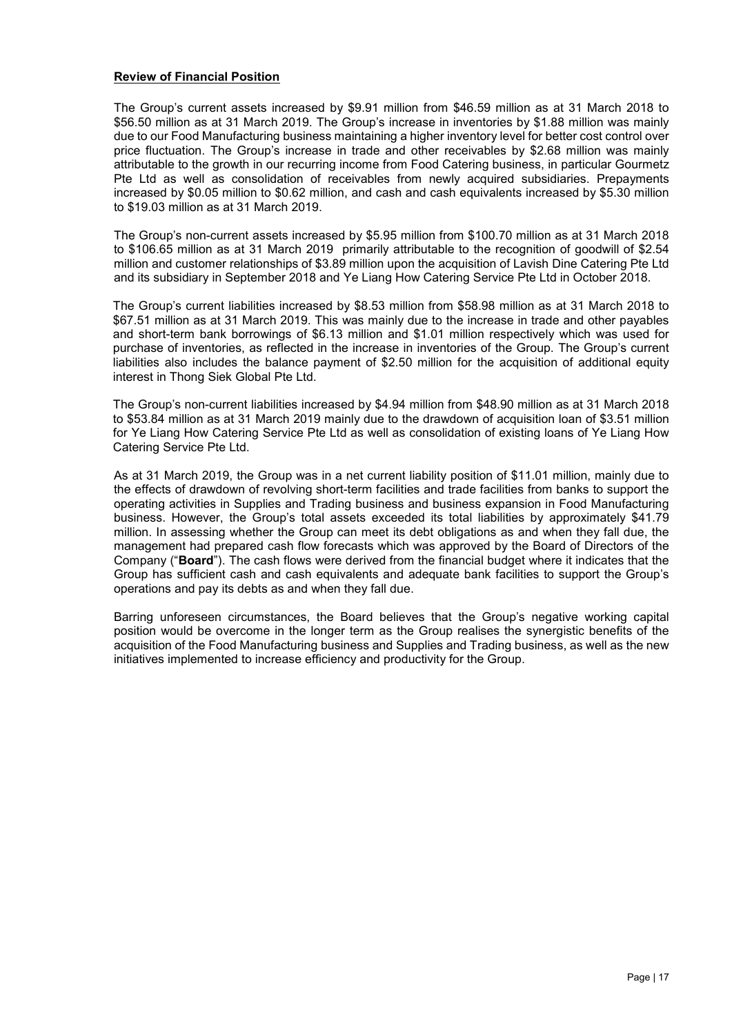**Review of Financial Position**

The Group's current assets increased by $9.91 million from $46.59 million as at 31 March 2018 to $56.50 million as at 31 March 2019. The Group's increase in inventories by $1.88 million was mainly due to our Food Manufacturing business maintaining a higher inventory level for better cost control over price fluctuation. The Group's increase in trade and other receivables by $2.68 million was mainly attributable to the growth in our recurring income from Food Catering business, in particular Gourmetz Pte Ltd as well as consolidation of receivables from newly acquired subsidiaries. Prepayments increased by $0.05 million to $0.62 million, and cash and cash equivalents increased by $5.30 million to $19.03 million as at 31 March 2019.

The Group's non-current assets increased by $5.95 million from $100.70 million as at 31 March 2018 to $106.65 million as at 31 March 2019 primarily attributable to the recognition of goodwill of $2.54 million and customer relationships of $3.89 million upon the acquisition of Lavish Dine Catering Pte Ltd and its subsidiary in September 2018 and Ye Liang How Catering Service Pte Ltd in October 2018.

The Group's current liabilities increased by $8.53 million from $58.98 million as at 31 March 2018 to $67.51 million as at 31 March 2019. This was mainly due to the increase in trade and other payables and short-term bank borrowings of $6.13 million and $1.01 million respectively which was used for purchase of inventories, as reflected in the increase in inventories of the Group. The Group's current liabilities also includes the balance payment of $2.50 million for the acquisition of additional equity interest in Thong Siek Global Pte Ltd.

The Group's non-current liabilities increased by $4.94 million from $48.90 million as at 31 March 2018 to $53.84 million as at 31 March 2019 mainly due to the drawdown of acquisition loan of $3.51 million for Ye Liang How Catering Service Pte Ltd as well as consolidation of existing loans of Ye Liang How Catering Service Pte Ltd.

As at 31 March 2019, the Group was in a net current liability position of $11.01 million, mainly due to the effects of drawdown of revolving short-term facilities and trade facilities from banks to support the operating activities in Supplies and Trading business and business expansion in Food Manufacturing business. However, the Group's total assets exceeded its total liabilities by approximately $41.79 million. In assessing whether the Group can meet its debt obligations as and when they fall due, the management had prepared cash flow forecasts which was approved by the Board of Directors of the Company ("**Board**"). The cash flows were derived from the financial budget where it indicates that the Group has sufficient cash and cash equivalents and adequate bank facilities to support the Group's operations and pay its debts as and when they fall due.

Barring unforeseen circumstances, the Board believes that the Group's negative working capital position would be overcome in the longer term as the Group realises the synergistic benefits of the acquisition of the Food Manufacturing business and Supplies and Trading business, as well as the new initiatives implemented to increase efficiency and productivity for the Group.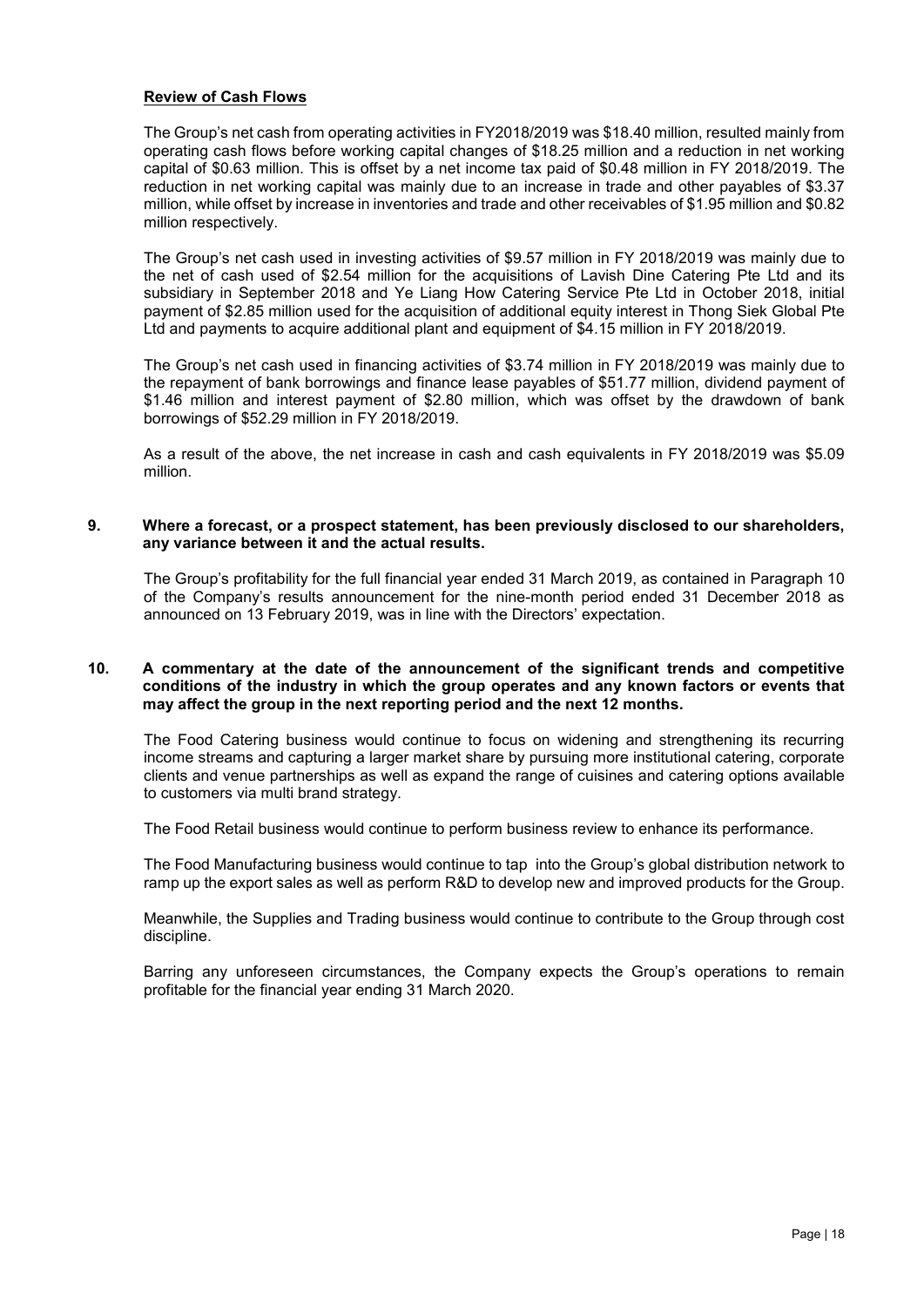**Review of Cash Flows**

The Group's net cash from operating activities in FY2018/2019 was \$18.40 million, resulted mainly from operating cash flows before working capital changes of \$18.25 million and a reduction in net working capital of \$0.63 million. This is offset by a net income tax paid of \$0.48 million in FY 2018/2019. The reduction in net working capital was mainly due to an increase in trade and other payables of \$3.37 million, while offset by increase in inventories and trade and other receivables of \$1.95 million and \$0.82 million respectively.

The Group's net cash used in investing activities of \$9.57 million in FY 2018/2019 was mainly due to the net of cash used of \$2.54 million for the acquisitions of Lavish Dine Catering Pte Ltd and its subsidiary in September 2018 and Ye Liang How Catering Service Pte Ltd in October 2018, initial payment of \$2.85 million used for the acquisition of additional equity interest in Thong Siek Global Pte Ltd and payments to acquire additional plant and equipment of \$4.15 million in FY 2018/2019.

The Group's net cash used in financing activities of \$3.74 million in FY 2018/2019 was mainly due to the repayment of bank borrowings and finance lease payables of \$51.77 million, dividend payment of \$1.46 million and interest payment of \$2.80 million, which was offset by the drawdown of bank borrowings of \$52.29 million in FY 2018/2019.

As a result of the above, the net increase in cash and cash equivalents in FY 2018/2019 was \$5.09 million.

**9. Where a forecast, or a prospect statement, has been previously disclosed to our shareholders, any variance between it and the actual results.**

The Group's profitability for the full financial year ended 31 March 2019, as contained in Paragraph 10 of the Company's results announcement for the nine-month period ended 31 December 2018 as announced on 13 February 2019, was in line with the Directors' expectation.

**10. A commentary at the date of the announcement of the significant trends and competitive conditions of the industry in which the group operates and any known factors or events that may affect the group in the next reporting period and the next 12 months.**

The Food Catering business would continue to focus on widening and strengthening its recurring income streams and capturing a larger market share by pursuing more institutional catering, corporate clients and venue partnerships as well as expand the range of cuisines and catering options available to customers via multi brand strategy.

The Food Retail business would continue to perform business review to enhance its performance.

The Food Manufacturing business would continue to tap into the Group's global distribution network to ramp up the export sales as well as perform R&D to develop new and improved products for the Group.

Meanwhile, the Supplies and Trading business would continue to contribute to the Group through cost discipline.

Barring any unforeseen circumstances, the Company expects the Group's operations to remain profitable for the financial year ending 31 March 2020.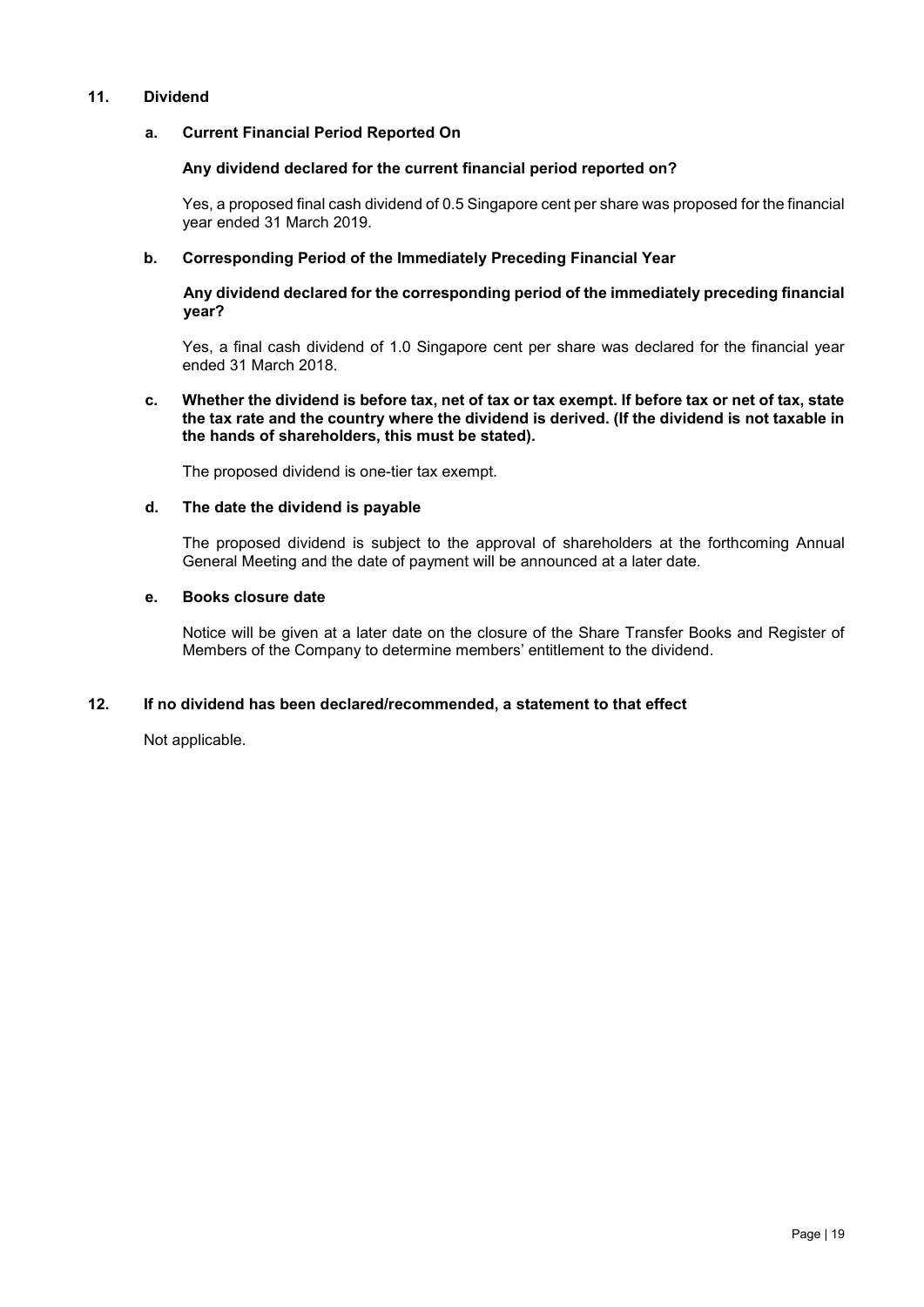## 11. Dividend

### a. Current Financial Period Reported On

**Any dividend declared for the current financial period reported on?**

Yes, a proposed final cash dividend of 0.5 Singapore cent per share was proposed for the financial year ended 31 March 2019.

### b. Corresponding Period of the Immediately Preceding Financial Year

**Any dividend declared for the corresponding period of the immediately preceding financial year?**

Yes, a final cash dividend of 1.0 Singapore cent per share was declared for the financial year ended 31 March 2018.

### c. Whether the dividend is before tax, net of tax or tax exempt. If before tax or net of tax, state the tax rate and the country where the dividend is derived. (If the dividend is not taxable in the hands of shareholders, this must be stated).

The proposed dividend is one-tier tax exempt.

### d. The date the dividend is payable

The proposed dividend is subject to the approval of shareholders at the forthcoming Annual General Meeting and the date of payment will be announced at a later date.

### e. Books closure date

Notice will be given at a later date on the closure of the Share Transfer Books and Register of Members of the Company to determine members' entitlement to the dividend.

## 12. If no dividend has been declared/recommended, a statement to that effect

Not applicable.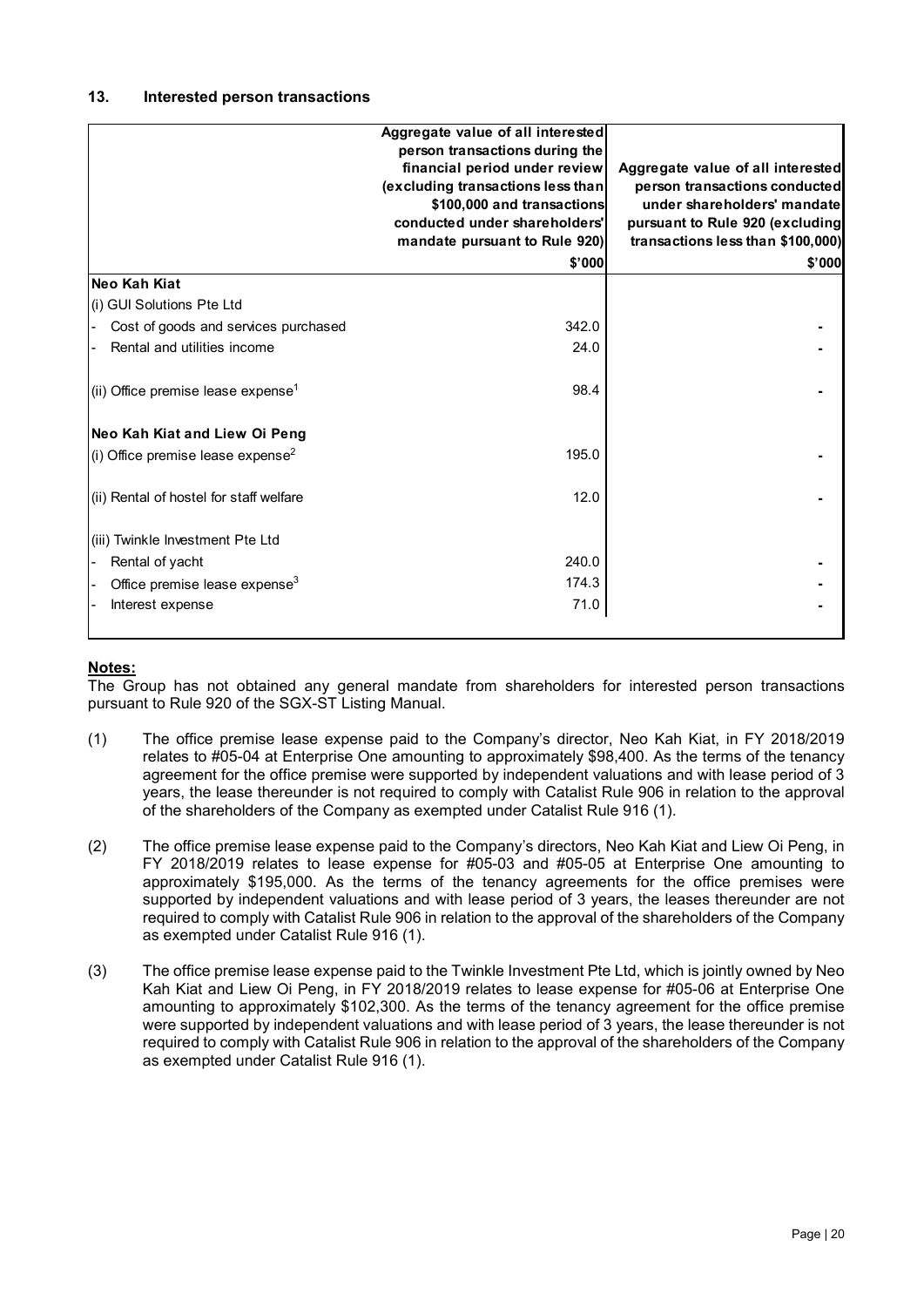## 13. Interested person transactions

| | Aggregate value of all interested person transactions during the financial period under review (excluding transactions less than $100,000 and transactions conducted under shareholders' mandate pursuant to Rule 920) | Aggregate value of all interested person transactions conducted under shareholders' mandate pursuant to Rule 920 (excluding transactions less than $100,000) |
|---|---|---|
| | $'000 | $'000 |
| **Neo Kah Kiat** | | |
| (i) GUI Solutions Pte Ltd | | |
| - Cost of goods and services purchased | 342.0 | - |
| - Rental and utilities income | 24.0 | - |
| (ii) Office premise lease expense[1] | 98.4 | - |
| **Neo Kah Kiat and Liew Oi Peng** | | |
| (i) Office premise lease expense[2] | 195.0 | - |
| (ii) Rental of hostel for staff welfare | 12.0 | - |
| (iii) Twinkle Investment Pte Ltd | | |
| - Rental of yacht | 240.0 | - |
| - Office premise lease expense[3] | 174.3 | - |
| - Interest expense | 71.0 | - |

**Notes:**

The Group has not obtained any general mandate from shareholders for interested person transactions pursuant to Rule 920 of the SGX-ST Listing Manual.

(1) The office premise lease expense paid to the Company's director, Neo Kah Kiat, in FY 2018/2019 relates to #05-04 at Enterprise One amounting to approximately $98,400. As the terms of the tenancy agreement for the office premise were supported by independent valuations and with lease period of 3 years, the lease thereunder is not required to comply with Catalist Rule 906 in relation to the approval of the shareholders of the Company as exempted under Catalist Rule 916 (1).

(2) The office premise lease expense paid to the Company's directors, Neo Kah Kiat and Liew Oi Peng, in FY 2018/2019 relates to lease expense for #05-03 and #05-05 at Enterprise One amounting to approximately $195,000. As the terms of the tenancy agreements for the office premises were supported by independent valuations and with lease period of 3 years, the leases thereunder are not required to comply with Catalist Rule 906 in relation to the approval of the shareholders of the Company as exempted under Catalist Rule 916 (1).

(3) The office premise lease expense paid to the Twinkle Investment Pte Ltd, which is jointly owned by Neo Kah Kiat and Liew Oi Peng, in FY 2018/2019 relates to lease expense for #05-06 at Enterprise One amounting to approximately $102,300. As the terms of the tenancy agreement for the office premise were supported by independent valuations and with lease period of 3 years, the lease thereunder is not required to comply with Catalist Rule 906 in relation to the approval of the shareholders of the Company as exempted under Catalist Rule 916 (1).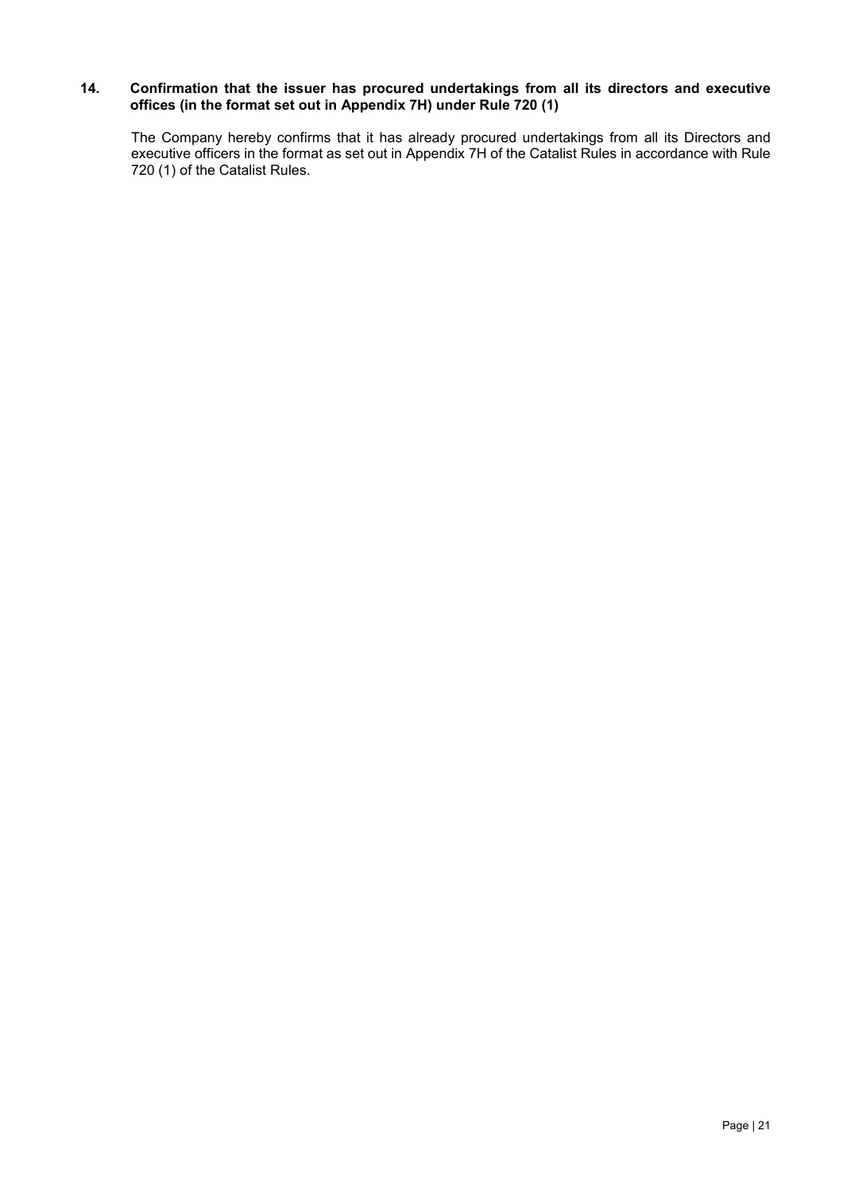**14. Confirmation that the issuer has procured undertakings from all its directors and executive offices (in the format set out in Appendix 7H) under Rule 720 (1)**

The Company hereby confirms that it has already procured undertakings from all its Directors and executive officers in the format as set out in Appendix 7H of the Catalist Rules in accordance with Rule 720 (1) of the Catalist Rules.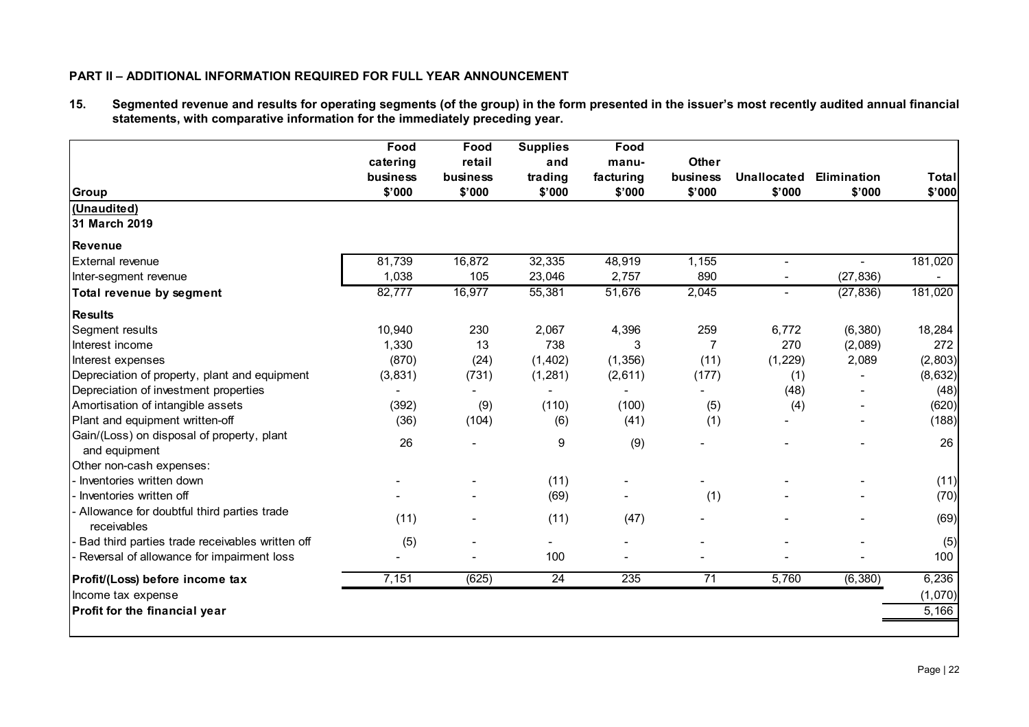## PART II – ADDITIONAL INFORMATION REQUIRED FOR FULL YEAR ANNOUNCEMENT

**15. Segmented revenue and results for operating segments (of the group) in the form presented in the issuer's most recently audited annual financial statements, with comparative information for the immediately preceding year.**

| Group | Food catering business $'000 | Food retail business $'000 | Supplies and trading $'000 | Food manu-facturing $'000 | Other business $'000 | Unallocated $'000 | Elimination $'000 | Total $'000 |
|---|---|---|---|---|---|---|---|---|
| **(Unaudited)** | | | | | | | | |
| **31 March 2019** | | | | | | | | |
| **Revenue** | | | | | | | | |
| External revenue | 81,739 | 16,872 | 32,335 | 48,919 | 1,155 | - | - | 181,020 |
| Inter-segment revenue | 1,038 | 105 | 23,046 | 2,757 | 890 | - | (27,836) | - |
| **Total revenue by segment** | 82,777 | 16,977 | 55,381 | 51,676 | 2,045 | - | (27,836) | 181,020 |
| **Results** | | | | | | | | |
| Segment results | 10,940 | 230 | 2,067 | 4,396 | 259 | 6,772 | (6,380) | 18,284 |
| Interest income | 1,330 | 13 | 738 | 3 | 7 | 270 | (2,089) | 272 |
| Interest expenses | (870) | (24) | (1,402) | (1,356) | (11) | (1,229) | 2,089 | (2,803) |
| Depreciation of property, plant and equipment | (3,831) | (731) | (1,281) | (2,611) | (177) | (1) | - | (8,632) |
| Depreciation of investment properties | - | - | - | - | - | (48) | - | (48) |
| Amortisation of intangible assets | (392) | (9) | (110) | (100) | (5) | (4) | - | (620) |
| Plant and equipment written-off | (36) | (104) | (6) | (41) | (1) | - | - | (188) |
| Gain/(Loss) on disposal of property, plant and equipment | 26 | - | 9 | (9) | - | - | - | 26 |
| Other non-cash expenses: | | | | | | | | |
| - Inventories written down | - | - | (11) | - | - | - | - | (11) |
| - Inventories written off | - | - | (69) | - | (1) | - | - | (70) |
| - Allowance for doubtful third parties trade receivables | (11) | - | (11) | (47) | - | - | - | (69) |
| - Bad third parties trade receivables written off | (5) | - | - | - | - | - | - | (5) |
| - Reversal of allowance for impairment loss | - | - | 100 | - | - | - | - | 100 |
| **Profit/(Loss) before income tax** | 7,151 | (625) | 24 | 235 | 71 | 5,760 | (6,380) | 6,236 |
| Income tax expense | | | | | | | | (1,070) |
| **Profit for the financial year** | | | | | | | | 5,166 |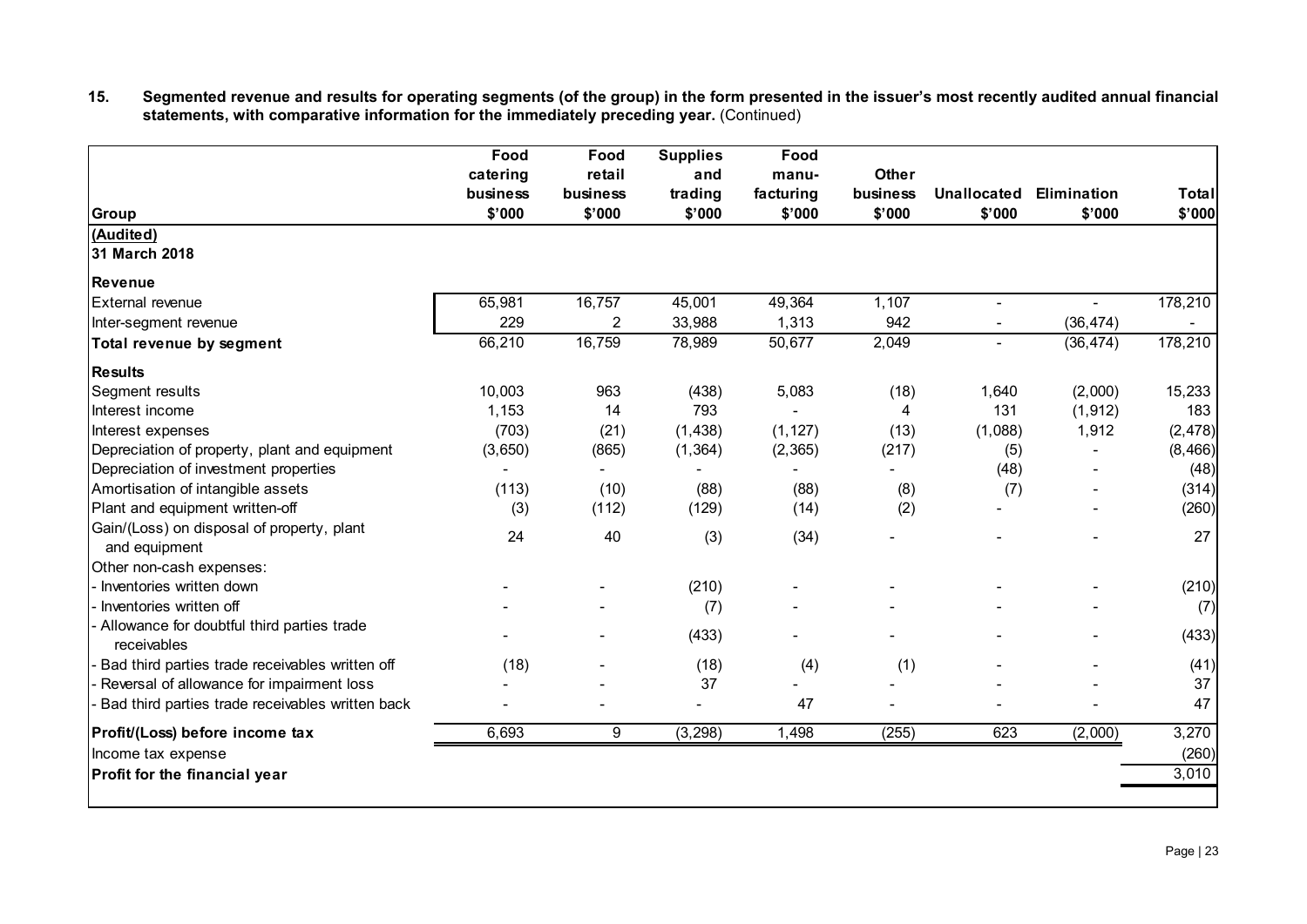**15. Segmented revenue and results for operating segments (of the group) in the form presented in the issuer's most recently audited annual financial statements, with comparative information for the immediately preceding year.** (Continued)

| Group | Food catering business $'000 | Food retail business $'000 | Supplies and trading $'000 | Food manu-facturing $'000 | Other business $'000 | Unallocated $'000 | Elimination $'000 | Total $'000 |
|---|---|---|---|---|---|---|---|---|
| **(Audited)** | | | | | | | | |
| **31 March 2018** | | | | | | | | |
| **Revenue** | | | | | | | | |
| External revenue | 65,981 | 16,757 | 45,001 | 49,364 | 1,107 | - | - | 178,210 |
| Inter-segment revenue | 229 | 2 | 33,988 | 1,313 | 942 | - | (36,474) | - |
| **Total revenue by segment** | 66,210 | 16,759 | 78,989 | 50,677 | 2,049 | - | (36,474) | 178,210 |
| **Results** | | | | | | | | |
| Segment results | 10,003 | 963 | (438) | 5,083 | (18) | 1,640 | (2,000) | 15,233 |
| Interest income | 1,153 | 14 | 793 | - | 4 | 131 | (1,912) | 183 |
| Interest expenses | (703) | (21) | (1,438) | (1,127) | (13) | (1,088) | 1,912 | (2,478) |
| Depreciation of property, plant and equipment | (3,650) | (865) | (1,364) | (2,365) | (217) | (5) | - | (8,466) |
| Depreciation of investment properties | - | - | - | - | - | (48) | - | (48) |
| Amortisation of intangible assets | (113) | (10) | (88) | (88) | (8) | (7) | - | (314) |
| Plant and equipment written-off | (3) | (112) | (129) | (14) | (2) | - | - | (260) |
| Gain/(Loss) on disposal of property, plant and equipment | 24 | 40 | (3) | (34) | - | - | - | 27 |
| Other non-cash expenses: | | | | | | | | |
| - Inventories written down | - | - | (210) | - | - | - | - | (210) |
| - Inventories written off | - | - | (7) | - | - | - | - | (7) |
| - Allowance for doubtful third parties trade receivables | - | - | (433) | - | - | - | - | (433) |
| - Bad third parties trade receivables written off | (18) | - | (18) | (4) | (1) | - | - | (41) |
| - Reversal of allowance for impairment loss | - | - | 37 | - | - | - | - | 37 |
| - Bad third parties trade receivables written back | - | - | - | 47 | - | - | - | 47 |
| **Profit/(Loss) before income tax** | 6,693 | 9 | (3,298) | 1,498 | (255) | 623 | (2,000) | 3,270 |
| Income tax expense | | | | | | | | (260) |
| **Profit for the financial year** | | | | | | | | 3,010 |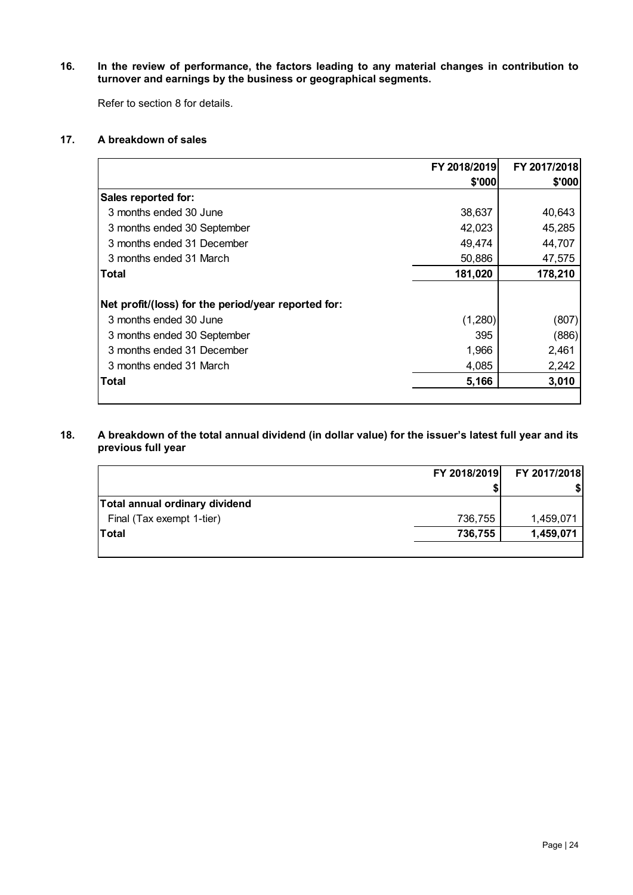**16. In the review of performance, the factors leading to any material changes in contribution to turnover and earnings by the business or geographical segments.**

Refer to section 8 for details.

**17. A breakdown of sales**

| | FY 2018/2019 | FY 2017/2018 |
|---|---|---|
| | $'000 | $'000 |
| **Sales reported for:** | | |
| 3 months ended 30 June | 38,637 | 40,643 |
| 3 months ended 30 September | 42,023 | 45,285 |
| 3 months ended 31 December | 49,474 | 44,707 |
| 3 months ended 31 March | 50,886 | 47,575 |
| **Total** | **181,020** | **178,210** |
| | | |
| **Net profit/(loss) for the period/year reported for:** | | |
| 3 months ended 30 June | (1,280) | (807) |
| 3 months ended 30 September | 395 | (886) |
| 3 months ended 31 December | 1,966 | 2,461 |
| 3 months ended 31 March | 4,085 | 2,242 |
| **Total** | **5,166** | **3,010** |

**18. A breakdown of the total annual dividend (in dollar value) for the issuer's latest full year and its previous full year**

| | FY 2018/2019 | FY 2017/2018 |
|---|---|---|
| | $ | $ |
| **Total annual ordinary dividend** | | |
| Final (Tax exempt 1-tier) | 736,755 | 1,459,071 |
| **Total** | **736,755** | **1,459,071** |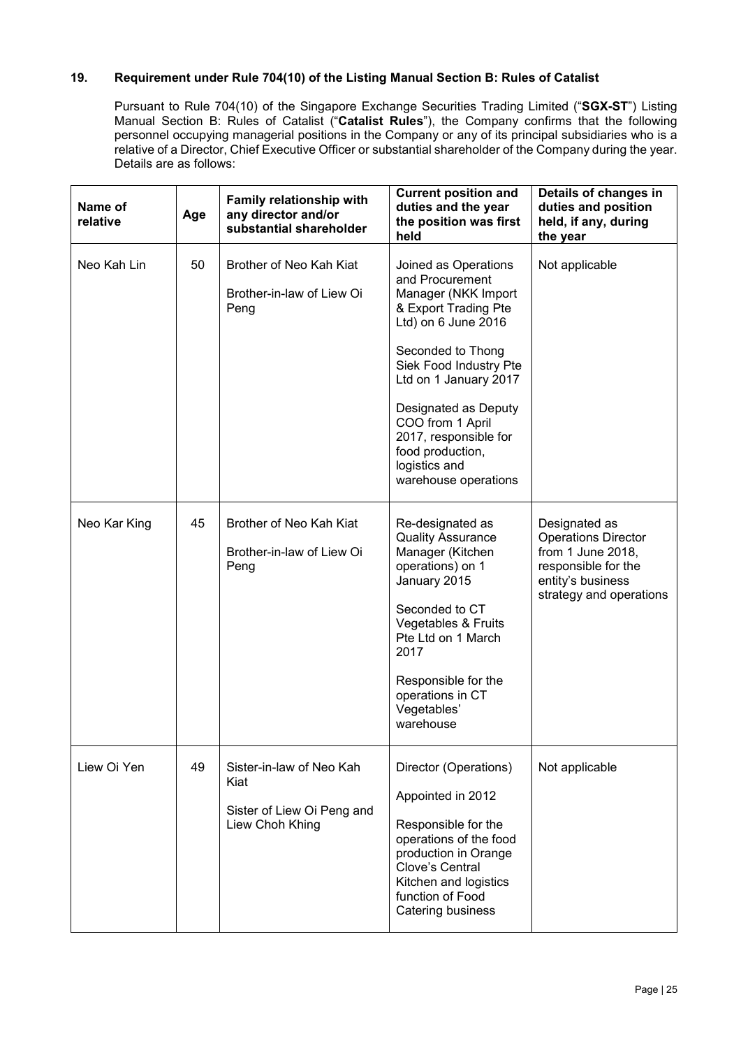## 19. Requirement under Rule 704(10) of the Listing Manual Section B: Rules of Catalist

Pursuant to Rule 704(10) of the Singapore Exchange Securities Trading Limited ("**SGX-ST**") Listing Manual Section B: Rules of Catalist ("**Catalist Rules**"), the Company confirms that the following personnel occupying managerial positions in the Company or any of its principal subsidiaries who is a relative of a Director, Chief Executive Officer or substantial shareholder of the Company during the year. Details are as follows:

| Name of relative | Age | Family relationship with any director and/or substantial shareholder | Current position and duties and the year the position was first held | Details of changes in duties and position held, if any, during the year |
|---|---|---|---|---|
| Neo Kah Lin | 50 | Brother of Neo Kah Kiat<br><br>Brother-in-law of Liew Oi Peng | Joined as Operations and Procurement Manager (NKK Import & Export Trading Pte Ltd) on 6 June 2016<br><br>Seconded to Thong Siek Food Industry Pte Ltd on 1 January 2017<br><br>Designated as Deputy COO from 1 April 2017, responsible for food production, logistics and warehouse operations | Not applicable |
| Neo Kar King | 45 | Brother of Neo Kah Kiat<br><br>Brother-in-law of Liew Oi Peng | Re-designated as Quality Assurance Manager (Kitchen operations) on 1 January 2015<br><br>Seconded to CT Vegetables & Fruits Pte Ltd on 1 March 2017<br><br>Responsible for the operations in CT Vegetables' warehouse | Designated as Operations Director from 1 June 2018, responsible for the entity's business strategy and operations |
| Liew Oi Yen | 49 | Sister-in-law of Neo Kah Kiat<br><br>Sister of Liew Oi Peng and Liew Choh Khing | Director (Operations)<br><br>Appointed in 2012<br><br>Responsible for the operations of the food production in Orange Clove's Central Kitchen and logistics function of Food Catering business | Not applicable |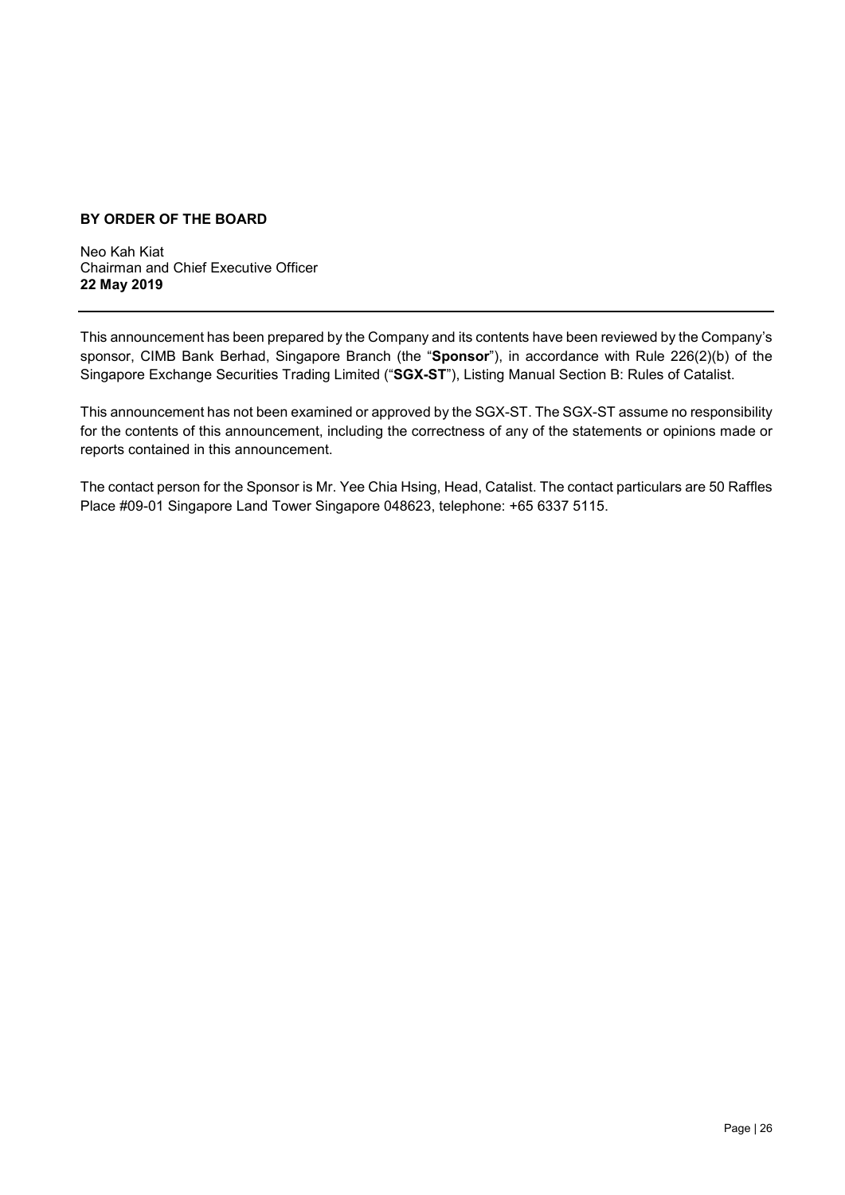**BY ORDER OF THE BOARD**

Neo Kah Kiat
Chairman and Chief Executive Officer
**22 May 2019**

---

This announcement has been prepared by the Company and its contents have been reviewed by the Company's sponsor, CIMB Bank Berhad, Singapore Branch (the "**Sponsor**"), in accordance with Rule 226(2)(b) of the Singapore Exchange Securities Trading Limited ("**SGX-ST**"), Listing Manual Section B: Rules of Catalist.

This announcement has not been examined or approved by the SGX-ST. The SGX-ST assume no responsibility for the contents of this announcement, including the correctness of any of the statements or opinions made or reports contained in this announcement.

The contact person for the Sponsor is Mr. Yee Chia Hsing, Head, Catalist. The contact particulars are 50 Raffles Place #09-01 Singapore Land Tower Singapore 048623, telephone: +65 6337 5115.